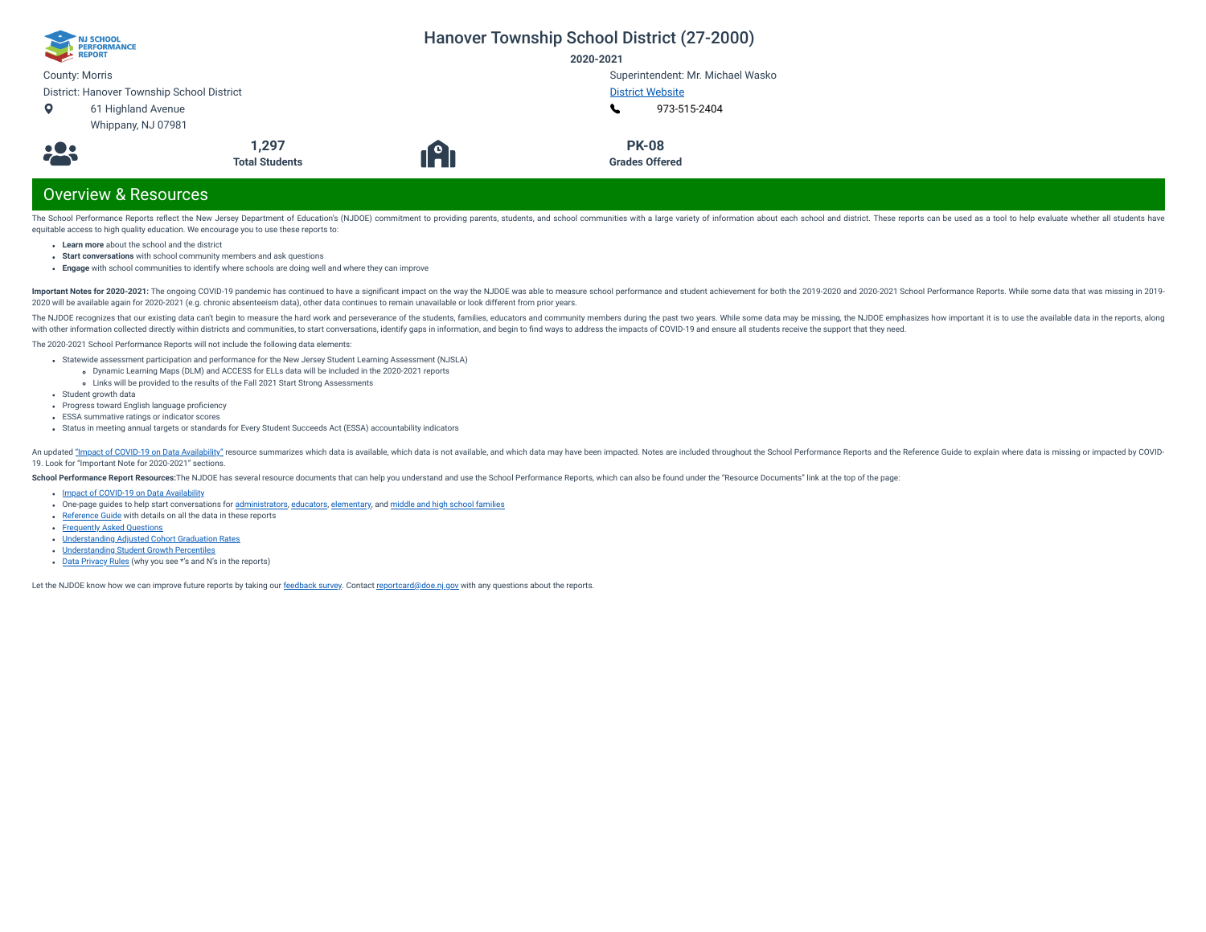# Hanover Township School District (27-2000)

**2020-2021**

County: Morris

District: Hanover Township School District

61 Highland Avenue
Whippany, NJ 07981

Superintendent: Mr. Michael Wasko

District Website

973-515-2404

**1,297**
**Total Students**

**PK-08**
**Grades Offered**

## Overview & Resources

The School Performance Reports reflect the New Jersey Department of Education's (NJDOE) commitment to providing parents, students, and school communities with a large variety of information about each school and district. These reports can be used as a tool to help evaluate whether all students have equitable access to high quality education. We encourage you to use these reports to:

- **Learn more** about the school and the district
- **Start conversations** with school community members and ask questions
- **Engage** with school communities to identify where schools are doing well and where they can improve

**Important Notes for 2020-2021:** The ongoing COVID-19 pandemic has continued to have a significant impact on the way the NJDOE was able to measure school performance and student achievement for both the 2019-2020 and 2020-2021 School Performance Reports. While some data that was missing in 2019-2020 will be available again for 2020-2021 (e.g. chronic absenteeism data), other data continues to remain unavailable or look different from prior years.

The NJDOE recognizes that our existing data can't begin to measure the hard work and perseverance of the students, families, educators and community members during the past two years. While some data may be missing, the NJDOE emphasizes how important it is to use the available data in the reports, along with other information collected directly within districts and communities, to start conversations, identify gaps in information, and begin to find ways to address the impacts of COVID-19 and ensure all students receive the support that they need.

The 2020-2021 School Performance Reports will not include the following data elements:

- Statewide assessment participation and performance for the New Jersey Student Learning Assessment (NJSLA)
  - Dynamic Learning Maps (DLM) and ACCESS for ELLs data will be included in the 2020-2021 reports
  - Links will be provided to the results of the Fall 2021 Start Strong Assessments
- Student growth data
- Progress toward English language proficiency
- ESSA summative ratings or indicator scores
- Status in meeting annual targets or standards for Every Student Succeeds Act (ESSA) accountability indicators

An updated "Impact of COVID-19 on Data Availability" resource summarizes which data is available, which data is not available, and which data may have been impacted. Notes are included throughout the School Performance Reports and the Reference Guide to explain where data is missing or impacted by COVID-19. Look for "Important Note for 2020-2021" sections.

**School Performance Report Resources:**The NJDOE has several resource documents that can help you understand and use the School Performance Reports, which can also be found under the "Resource Documents" link at the top of the page:

- Impact of COVID-19 on Data Availability
- One-page guides to help start conversations for administrators, educators, elementary, and middle and high school families
- Reference Guide with details on all the data in these reports
- Frequently Asked Questions
- Understanding Adjusted Cohort Graduation Rates
- Understanding Student Growth Percentiles
- Data Privacy Rules (why you see *'s and N's in the reports)

Let the NJDOE know how we can improve future reports by taking our feedback survey. Contact reportcard@doe.nj.gov with any questions about the reports.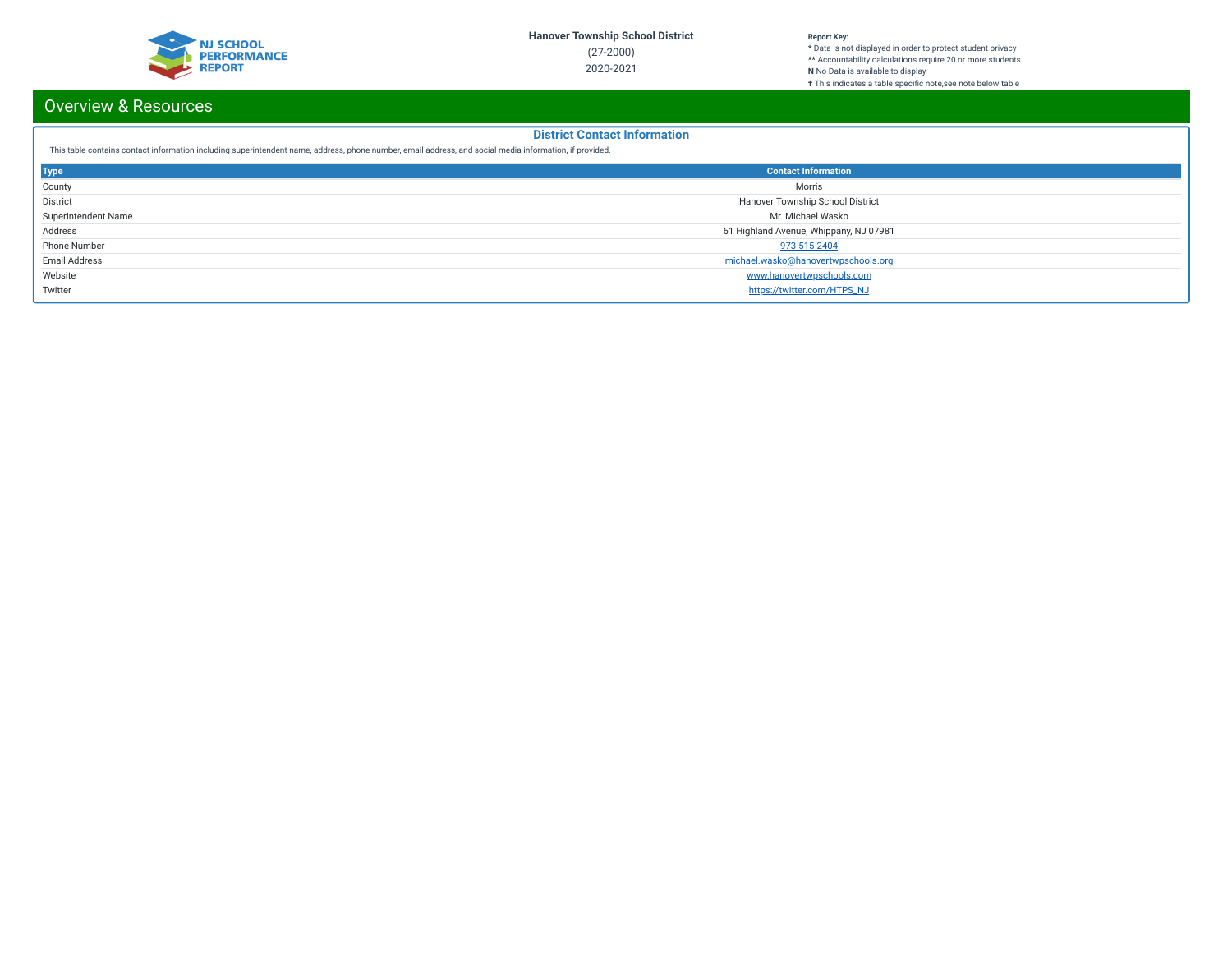# Overview & Resources

## District Contact Information

This table contains contact information including superintendent name, address, phone number, email address, and social media information, if provided.

| Type | Contact Information |
|---|---|
| County | Morris |
| District | Hanover Township School District |
| Superintendent Name | Mr. Michael Wasko |
| Address | 61 Highland Avenue, Whippany, NJ 07981 |
| Phone Number | 973-515-2404 |
| Email Address | michael.wasko@hanovertwpschools.org |
| Website | www.hanovertwpschools.com |
| Twitter | https://twitter.com/HTPS_NJ |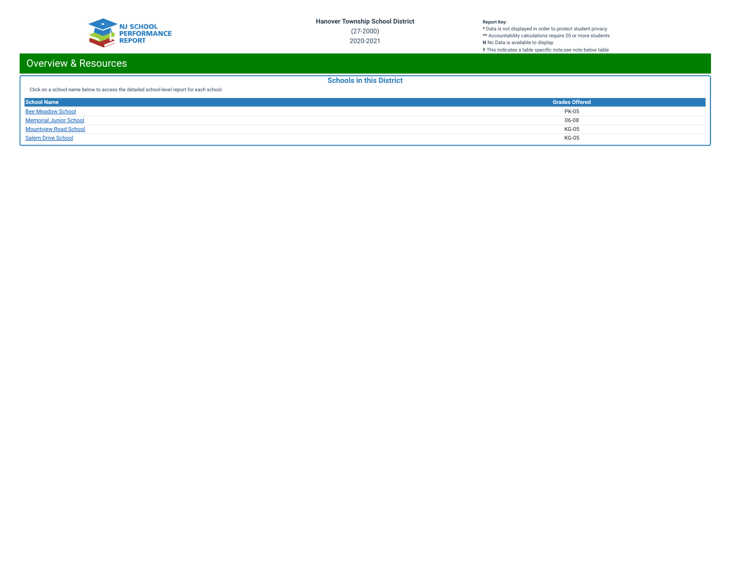Hanover Township School District

(27-2000)

2020-2021

**Report Key:**
* Data is not displayed in order to protect student privacy
** Accountability calculations require 20 or more students
**N** No Data is available to display
† This indicates a table specific note,see note below table

## Overview & Resources

### Schools in this District

Click on a school name below to access the detailed school-level report for each school.

| School Name | Grades Offered |
|---|---|
| Bee Meadow School | PK-05 |
| Memorial Junior School | 06-08 |
| Mountview Road School | KG-05 |
| Salem Drive School | KG-05 |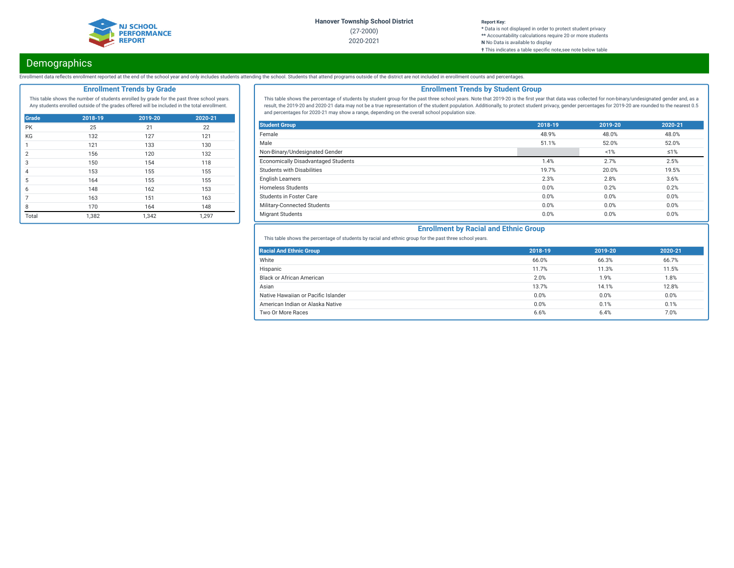Hanover Township School District

(27-2000)

2020-2021

**Report Key:**
* Data is not displayed in order to protect student privacy
** Accountability calculations require 20 or more students
**N** No Data is available to display
† This indicates a table specific note,see note below table

# Demographics

Enrollment data reflects enrollment reported at the end of the school year and only includes students attending the school. Students that attend programs outside of the district are not included in enrollment counts and percentages.

## Enrollment Trends by Grade

This table shows the number of students enrolled by grade for the past three school years. Any students enrolled outside of the grades offered will be included in the total enrollment.

| Grade | 2018-19 | 2019-20 | 2020-21 |
|---|---|---|---|
| PK | 25 | 21 | 22 |
| KG | 132 | 127 | 121 |
| 1 | 121 | 133 | 130 |
| 2 | 156 | 120 | 132 |
| 3 | 150 | 154 | 118 |
| 4 | 153 | 155 | 155 |
| 5 | 164 | 155 | 155 |
| 6 | 148 | 162 | 153 |
| 7 | 163 | 151 | 163 |
| 8 | 170 | 164 | 148 |
| Total | 1,382 | 1,342 | 1,297 |

## Enrollment Trends by Student Group

This table shows the percentage of students by student group for the past three school years. Note that 2019-20 is the first year that data was collected for non-binary/undesignated gender and, as a result, the 2019-20 and 2020-21 data may not be a true representation of the student population. Additionally, to protect student privacy, gender percentages for 2019-20 are rounded to the nearest 0.5 and percentages for 2020-21 may show a range, depending on the overall school population size.

| Student Group | 2018-19 | 2019-20 | 2020-21 |
|---|---|---|---|
| Female | 48.9% | 48.0% | 48.0% |
| Male | 51.1% | 52.0% | 52.0% |
| Non-Binary/Undesignated Gender | | <1% | ≤1% |
| Economically Disadvantaged Students | 1.4% | 2.7% | 2.5% |
| Students with Disabilities | 19.7% | 20.0% | 19.5% |
| English Learners | 2.3% | 2.8% | 3.6% |
| Homeless Students | 0.0% | 0.2% | 0.2% |
| Students in Foster Care | 0.0% | 0.0% | 0.0% |
| Military-Connected Students | 0.0% | 0.0% | 0.0% |
| Migrant Students | 0.0% | 0.0% | 0.0% |

## Enrollment by Racial and Ethnic Group

This table shows the percentage of students by racial and ethnic group for the past three school years.

| Racial And Ethnic Group | 2018-19 | 2019-20 | 2020-21 |
|---|---|---|---|
| White | 66.0% | 66.3% | 66.7% |
| Hispanic | 11.7% | 11.3% | 11.5% |
| Black or African American | 2.0% | 1.9% | 1.8% |
| Asian | 13.7% | 14.1% | 12.8% |
| Native Hawaiian or Pacific Islander | 0.0% | 0.0% | 0.0% |
| American Indian or Alaska Native | 0.0% | 0.1% | 0.1% |
| Two Or More Races | 6.6% | 6.4% | 7.0% |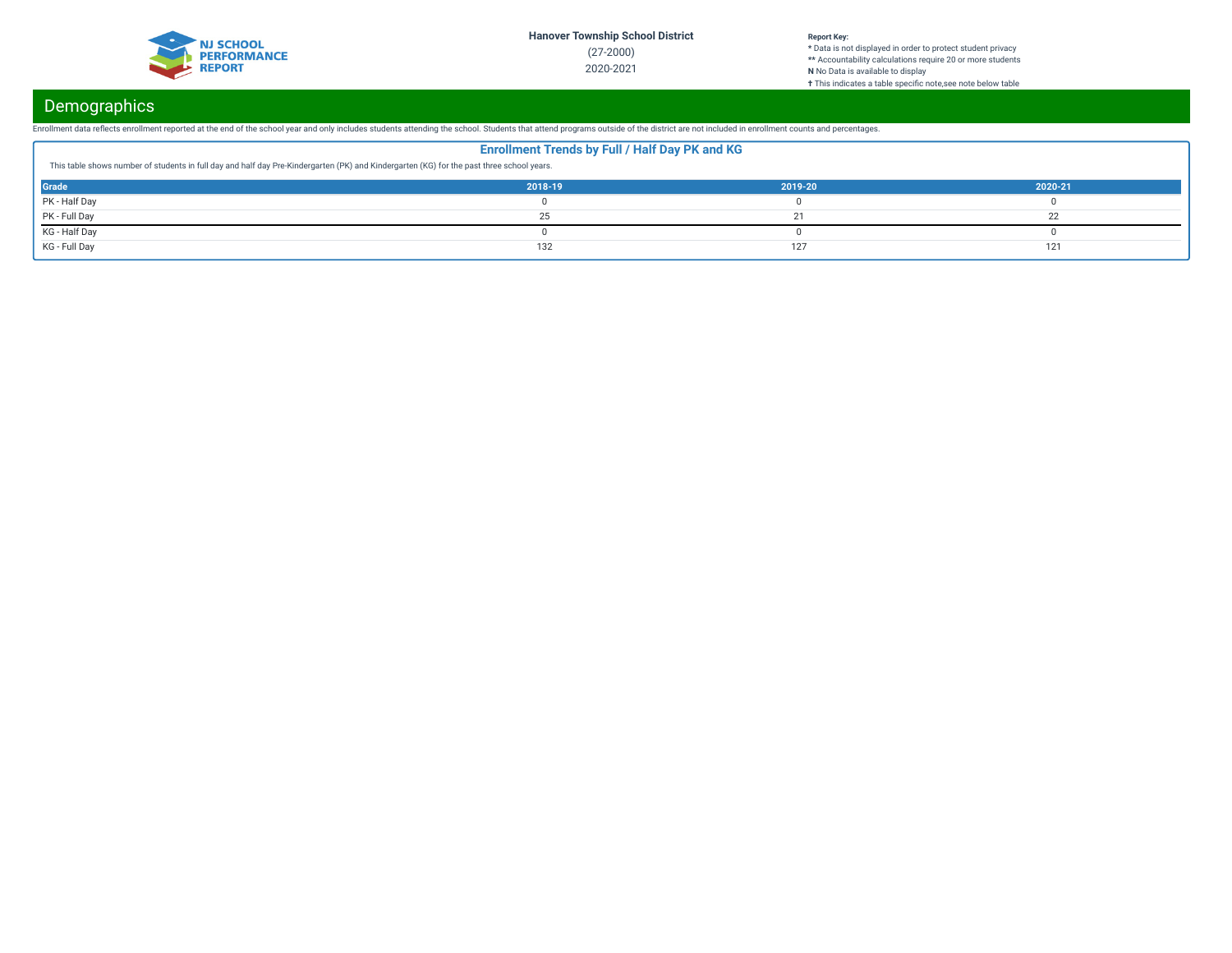Hanover Township School District

(27-2000)

2020-2021

**Report Key:**
* Data is not displayed in order to protect student privacy
** Accountability calculations require 20 or more students
**N** No Data is available to display
† This indicates a table specific note,see note below table

## Demographics

Enrollment data reflects enrollment reported at the end of the school year and only includes students attending the school. Students that attend programs outside of the district are not included in enrollment counts and percentages.

### Enrollment Trends by Full / Half Day PK and KG

This table shows number of students in full day and half day Pre-Kindergarten (PK) and Kindergarten (KG) for the past three school years.

| Grade | 2018-19 | 2019-20 | 2020-21 |
|---|---|---|---|
| PK - Half Day | 0 | 0 | 0 |
| PK - Full Day | 25 | 21 | 22 |
| KG - Half Day | 0 | 0 | 0 |
| KG - Full Day | 132 | 127 | 121 |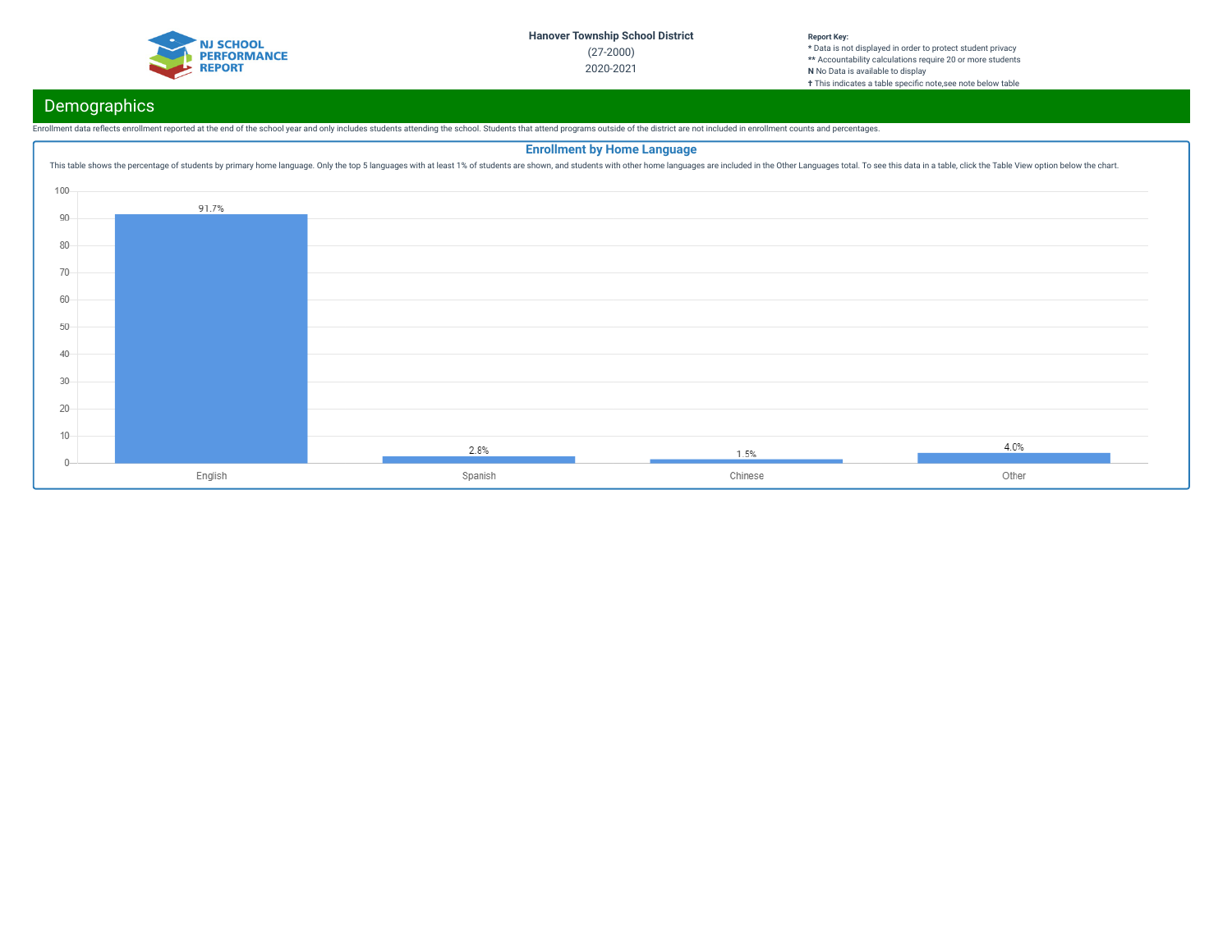Hanover Township School District

(27-2000)

2020-2021

**Report Key:**
* Data is not displayed in order to protect student privacy
** Accountability calculations require 20 or more students
**N** No Data is available to display
† This indicates a table specific note,see note below table

## Demographics

Enrollment data reflects enrollment reported at the end of the school year and only includes students attending the school. Students that attend programs outside of the district are not included in enrollment counts and percentages.

### Enrollment by Home Language

This table shows the percentage of students by primary home language. Only the top 5 languages with at least 1% of students are shown, and students with other home languages are included in the Other Languages total. To see this data in a table, click the Table View option below the chart.

| Language | Percentage |
| --- | --- |
| English | 91.7% |
| Spanish | 2.8% |
| Chinese | 1.5% |
| Other | 4.0% |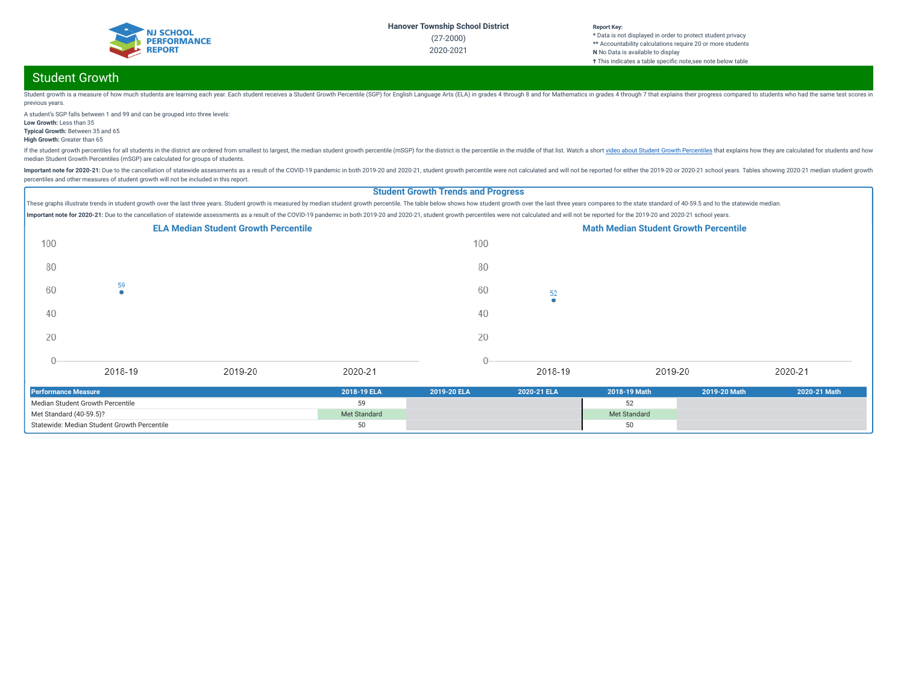# Student Growth

Student growth is a measure of how much students are learning each year. Each student receives a Student Growth Percentile (SGP) for English Language Arts (ELA) in grades 4 through 8 and for Mathematics in grades 4 through 7 that explains their progress compared to students who had the same test scores in previous years.

A student's SGP falls between 1 and 99 and can be grouped into three levels:

**Low Growth:** Less than 35
**Typical Growth:** Between 35 and 65
**High Growth:** Greater than 65

If the student growth percentiles for all students in the district are ordered from smallest to largest, the median student growth percentile (mSGP) for the district is the percentile in the middle of that list. Watch a short video about Student Growth Percentiles that explains how they are calculated for students and how median Student Growth Percentiles (mSGP) are calculated for groups of students.

**Important note for 2020-21:** Due to the cancellation of statewide assessments as a result of the COVID-19 pandemic in both 2019-20 and 2020-21, student growth percentile were not calculated and will not be reported for either the 2019-20 or 2020-21 school years. Tables showing 2020-21 median student growth percentiles and other measures of student growth will not be included in this report.

## Student Growth Trends and Progress

These graphs illustrate trends in student growth over the last three years. Student growth is measured by median student growth percentile. The table below shows how student growth over the last three years compares to the state standard of 40-59.5 and to the statewide median.

**Important note for 2020-21:** Due to the cancellation of statewide assessments as a result of the COVID-19 pandemic in both 2019-20 and 2020-21, student growth percentiles were not calculated and will not be reported for the 2019-20 and 2020-21 school years.

### ELA Median Student Growth Percentile

| Year | Value |
|---|---|
| 2018-19 | 59 |
| 2019-20 | |
| 2020-21 | |

### Math Median Student Growth Percentile

| Year | Value |
|---|---|
| 2018-19 | 52 |
| 2019-20 | |
| 2020-21 | |

| Performance Measure | 2018-19 ELA | 2019-20 ELA | 2020-21 ELA | 2018-19 Math | 2019-20 Math | 2020-21 Math |
|---|---|---|---|---|---|---|
| Median Student Growth Percentile | 59 | | | 52 | | |
| Met Standard (40-59.5)? | Met Standard | | | Met Standard | | |
| Statewide: Median Student Growth Percentile | 50 | | | 50 | | |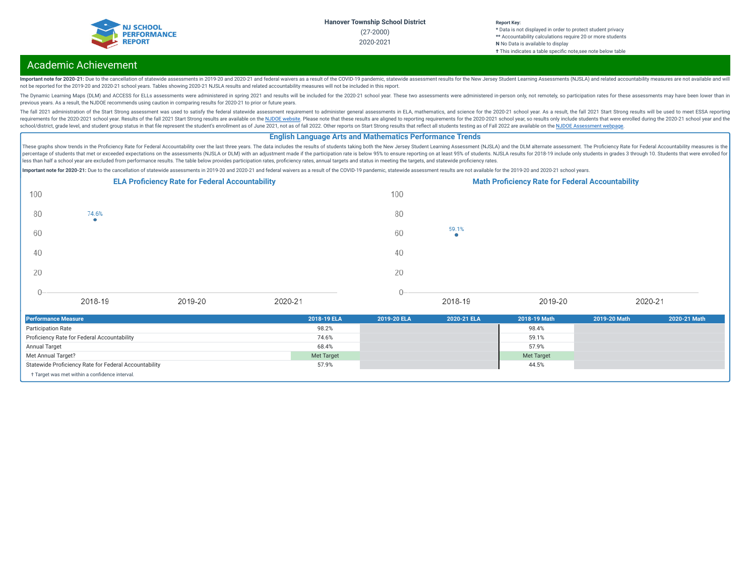Hanover Township School District

(27-2000)

2020-2021

**Report Key:**
* Data is not displayed in order to protect student privacy
** Accountability calculations require 20 or more students
**N** No Data is available to display
† This indicates a table specific note,see note below table

## Academic Achievement

**Important note for 2020-21:** Due to the cancellation of statewide assessments in 2019-20 and 2020-21 and federal waivers as a result of the COVID-19 pandemic, statewide assessment results for the New Jersey Student Learning Assessments (NJSLA) and related accountability measures are not available and will not be reported for the 2019-20 and 2020-21 school years. Tables showing 2020-21 NJSLA results and related accountability measures will not be included in this report.

The Dynamic Learning Maps (DLM) and ACCESS for ELLs assessments were administered in spring 2021 and results will be included for the 2020-21 school year. These two assessments were administered in-person only, not remotely, so participation rates for these assessments may have been lower than in previous years. As a result, the NJDOE recommends using caution in comparing results for 2020-21 to prior or future years.

The fall 2021 administration of the Start Strong assessment was used to satisfy the federal statewide assessment requirement to administer general assessments in ELA, mathematics, and science for the 2020-21 school year. As a result, the fall 2021 Start Strong results will be used to meet ESSA reporting requirements for the 2020-2021 school year. Results of the fall 2021 Start Strong results are available on the NJDOE website. Please note that these results are aligned to reporting requirements for the 2020-2021 school year, so results only include students that were enrolled during the 2020-2021 school year and the school/district, grade level, and student group status in that file represent the student's enrollment as of June 2021, not as of fall 2022. Other reports on Start Strong results that reflect all students testing as of Fall 2022 are available on the NJDOE Assessment webpage.

### English Language Arts and Mathematics Performance Trends

These graphs show trends in the Proficiency Rate for Federal Accountability over the last three years. The data includes the results of students taking both the New Jersey Student Learning Assessment (NJSLA) and the DLM alternate assessment. The Proficiency Rate for Federal Accountability measures is the percentage of students that met or exceeded expectations on the assessments (NJSLA or DLM) with an adjustment made if the participation rate is below 95% to ensure reporting on at least 95% of students. NJSLA results for 2018-19 include only students in grades 3 through 10. Students that were enrolled for less than half a school year are excluded from performance results. The table below provides participation rates, proficiency rates, annual targets and status in meeting the targets, and statewide proficiency rates.

**Important note for 2020-21:** Due to the cancellation of statewide assessments in 2019-20 and 2020-21 and federal waivers as a result of the COVID-19 pandemic, statewide assessment results are not available for the 2019-20 and 2020-21 school years.

**ELA Proficiency Rate for Federal Accountability**

| Year | Rate |
|---|---|
| 2018-19 | 74.6% |
| 2019-20 | |
| 2020-21 | |

**Math Proficiency Rate for Federal Accountability**

| Year | Rate |
|---|---|
| 2018-19 | 59.1% |
| 2019-20 | |
| 2020-21 | |

| Performance Measure | 2018-19 ELA | 2019-20 ELA | 2020-21 ELA | 2018-19 Math | 2019-20 Math | 2020-21 Math |
|---|---|---|---|---|---|---|
| Participation Rate | 98.2% | | | 98.4% | | |
| Proficiency Rate for Federal Accountability | 74.6% | | | 59.1% | | |
| Annual Target | 68.4% | | | 57.9% | | |
| Met Annual Target? | Met Target | | | Met Target | | |
| Statewide Proficiency Rate for Federal Accountability | 57.9% | | | 44.5% | | |

† Target was met within a confidence interval.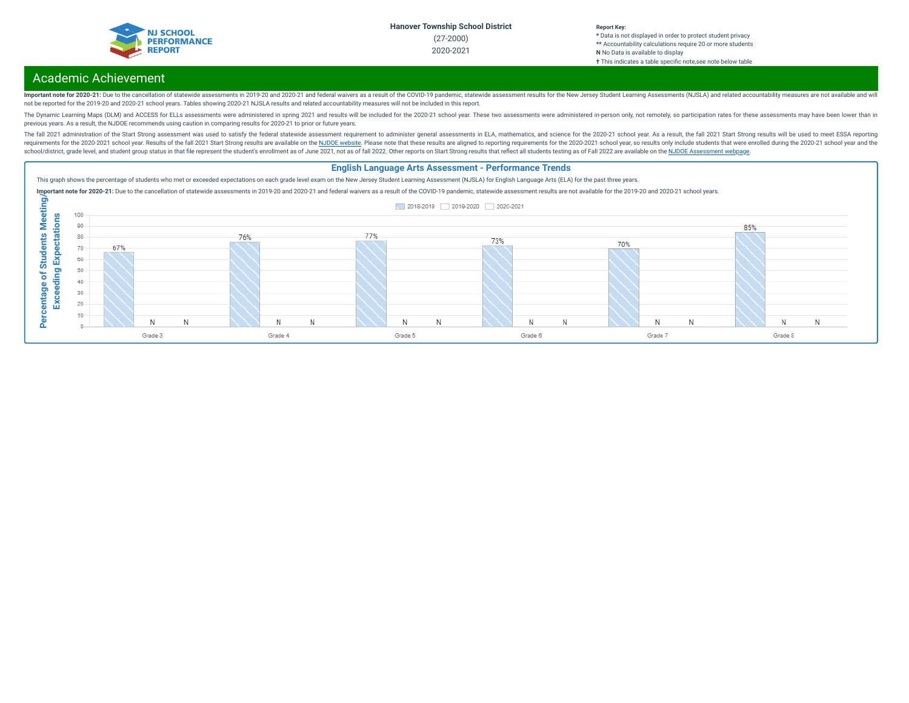Hanover Township School District

(27-2000)

2020-2021

**Report Key:**
* Data is not displayed in order to protect student privacy
** Accountability calculations require 20 or more students
**N** No Data is available to display
† This indicates a table specific note,see note below table

## Academic Achievement

**Important note for 2020-21:** Due to the cancellation of statewide assessments in 2019-20 and 2020-21 and federal waivers as a result of the COVID-19 pandemic, statewide assessment results for the New Jersey Student Learning Assessments (NJSLA) and related accountability measures are not available and will not be reported for the 2019-20 and 2020-21 school years. Tables showing 2020-21 NJSLA results and related accountability measures will not be included in this report.

The Dynamic Learning Maps (DLM) and ACCESS for ELLs assessments were administered in spring 2021 and results will be included for the 2020-21 school year. These two assessments were administered in-person only, not remotely, so participation rates for these assessments may have been lower than in previous years. As a result, the NJDOE recommends using caution in comparing results for 2020-21 to prior or future years.

The fall 2021 administration of the Start Strong assessment was used to satisfy the federal statewide assessment requirement to administer general assessments in ELA, mathematics, and science for the 2020-21 school year. As a result, the fall 2021 Start Strong results will be used to meet ESSA reporting requirements for the 2020-2021 school year. Results of the fall 2021 Start Strong results are available on the NJDOE website. Please note that these results are aligned to reporting requirements for the 2020-2021 school year, so results only include students that were enrolled during the 2020-21 school year and the school/district, grade level, and student group status in that file represent the student's enrollment as of June 2021, not as of fall 2022. Other reports on Start Strong results that reflect all students testing as of Fall 2022 are available on the NJDOE Assessment webpage.

### English Language Arts Assessment - Performance Trends

This graph shows the percentage of students who met or exceeded expectations on each grade level exam on the New Jersey Student Learning Assessment (NJSLA) for English Language Arts (ELA) for the past three years.

**Important note for 2020-21:** Due to the cancellation of statewide assessments in 2019-20 and 2020-21 and federal waivers as a result of the COVID-19 pandemic, statewide assessment results are not available for the 2019-20 and 2020-21 school years.

Percentage of Students Meeting/Exceeding Expectations

| Grade | 2018-2019 | 2019-2020 | 2020-2021 |
|---|---|---|---|
| Grade 3 | 67% | N | N |
| Grade 4 | 76% | N | N |
| Grade 5 | 77% | N | N |
| Grade 6 | 73% | N | N |
| Grade 7 | 70% | N | N |
| Grade 8 | 85% | N | N |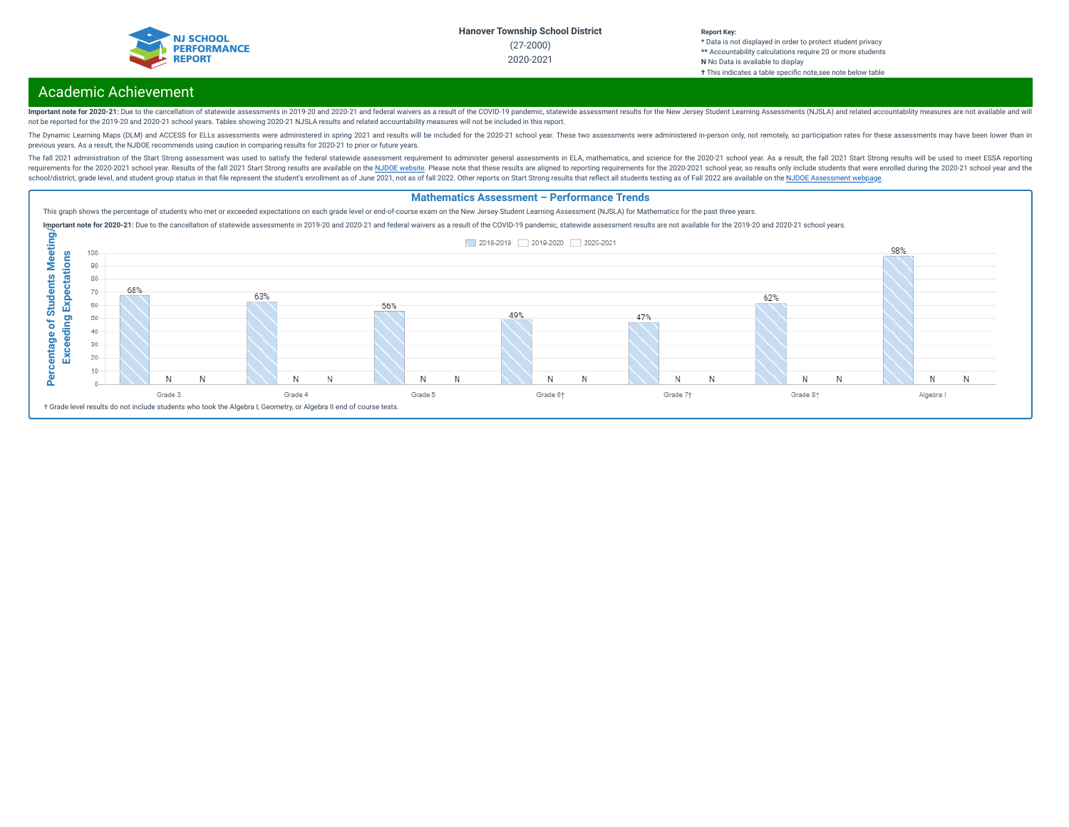Hanover Township School District
(27-2000)
2020-2021

**Report Key:**
* Data is not displayed in order to protect student privacy
** Accountability calculations require 20 or more students
**N** No Data is available to display
† This indicates a table specific note,see note below table

## Academic Achievement

**Important note for 2020-21:** Due to the cancellation of statewide assessments in 2019-20 and 2020-21 and federal waivers as a result of the COVID-19 pandemic, statewide assessment results for the New Jersey Student Learning Assessments (NJSLA) and related accountability measures are not available and will not be reported for the 2019-20 and 2020-21 school years. Tables showing 2020-21 NJSLA results and related accountability measures will not be included in this report.

The Dynamic Learning Maps (DLM) and ACCESS for ELLs assessments were administered in spring 2021 and results will be included for the 2020-21 school year. These two assessments were administered in-person only, not remotely, so participation rates for these assessments may have been lower than in previous years. As a result, the NJDOE recommends using caution in comparing results for 2020-21 to prior or future years.

The fall 2021 administration of the Start Strong assessment was used to satisfy the federal statewide assessment requirement to administer general assessments in ELA, mathematics, and science for the 2020-21 school year. As a result, the fall 2021 Start Strong results will be used to meet ESSA reporting requirements for the 2020-2021 school year. Results of the fall 2021 Start Strong results are available on the [NJDOE website](). Please note that these results are aligned to reporting requirements for the 2020-2021 school year, so results only include students that were enrolled during the 2020-21 school year and the school/district, grade level, and student group status in that file represent the student's enrollment as of June 2021, not as of fall 2022. Other reports on Start Strong results that reflect all students testing as of Fall 2022 are available on the [NJDOE Assessment webpage]().

### Mathematics Assessment – Performance Trends

This graph shows the percentage of students who met or exceeded expectations on each grade level or end-of-course exam on the New Jersey Student Learning Assessment (NJSLA) for Mathematics for the past three years.

**Important note for 2020-21:** Due to the cancellation of statewide assessments in 2019-20 and 2020-21 and federal waivers as a result of the COVID-19 pandemic, statewide assessment results are not available for the 2019-20 and 2020-21 school years.

Percentage of Students Meeting/Exceeding Expectations

| | 2018-2019 | 2019-2020 | 2020-2021 |
|---|---|---|---|
| Grade 3 | 68% | N | N |
| Grade 4 | 63% | N | N |
| Grade 5 | 56% | N | N |
| Grade 6† | 49% | N | N |
| Grade 7† | 47% | N | N |
| Grade 8† | 62% | N | N |
| Algebra I | 98% | N | N |

† Grade level results do not include students who took the Algebra I, Geometry, or Algebra II end of course tests.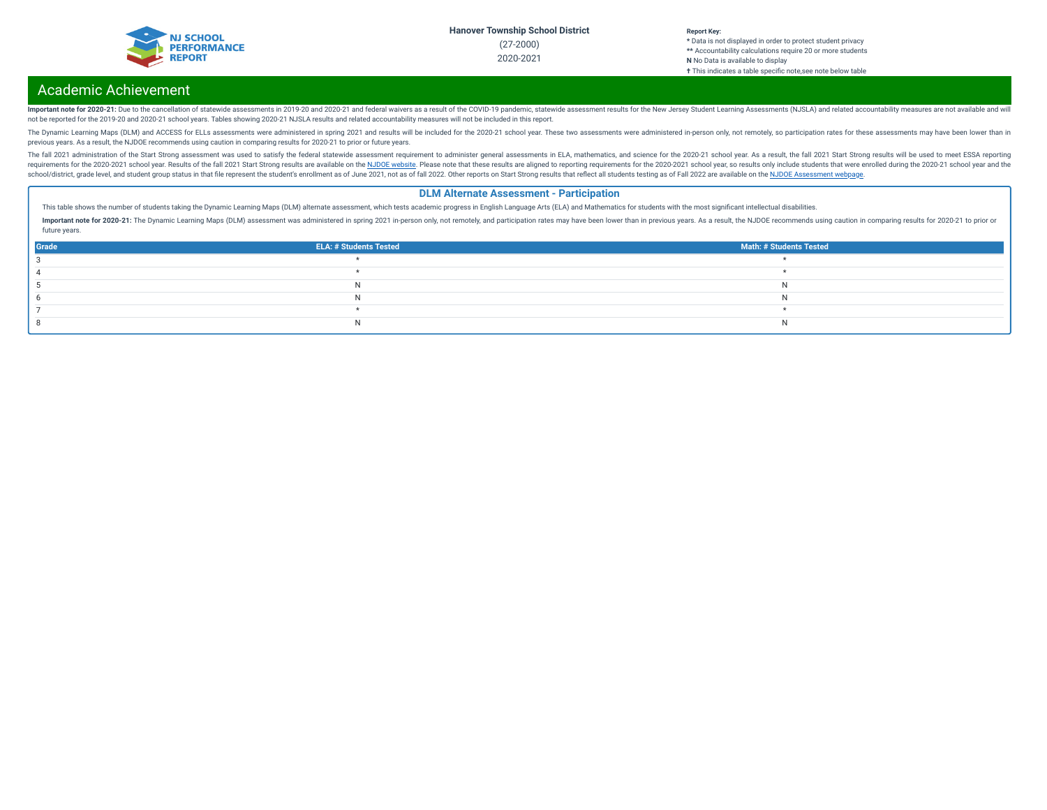Hanover Township School District

(27-2000)

2020-2021

Report Key:
* Data is not displayed in order to protect student privacy
** Accountability calculations require 20 or more students
N No Data is available to display
† This indicates a table specific note,see note below table

# Academic Achievement

**Important note for 2020-21:** Due to the cancellation of statewide assessments in 2019-20 and 2020-21 and federal waivers as a result of the COVID-19 pandemic, statewide assessment results for the New Jersey Student Learning Assessments (NJSLA) and related accountability measures are not available and will not be reported for the 2019-20 and 2020-21 school years. Tables showing 2020-21 NJSLA results and related accountability measures will not be included in this report.

The Dynamic Learning Maps (DLM) and ACCESS for ELLs assessments were administered in spring 2021 and results will be included for the 2020-21 school year. These two assessments were administered in-person only, not remotely, so participation rates for these assessments may have been lower than in previous years. As a result, the NJDOE recommends using caution in comparing results for 2020-21 to prior or future years.

The fall 2021 administration of the Start Strong assessment was used to satisfy the federal statewide assessment requirement to administer general assessments in ELA, mathematics, and science for the 2020-21 school year. As a result, the fall 2021 Start Strong results will be used to meet ESSA reporting requirements for the 2020-2021 school year. Results of the fall 2021 Start Strong results are available on the NJDOE website. Please note that these results are aligned to reporting requirements for the 2020-2021 school year, so results only include students that were enrolled during the 2020-21 school year and the school/district, grade level, and student group status in that file represent the student's enrollment as of June 2021, not as of fall 2022. Other reports on Start Strong results that reflect all students testing as of Fall 2022 are available on the NJDOE Assessment webpage.

## DLM Alternate Assessment - Participation

This table shows the number of students taking the Dynamic Learning Maps (DLM) alternate assessment, which tests academic progress in English Language Arts (ELA) and Mathematics for students with the most significant intellectual disabilities.

**Important note for 2020-21:** The Dynamic Learning Maps (DLM) assessment was administered in spring 2021 in-person only, not remotely, and participation rates may have been lower than in previous years. As a result, the NJDOE recommends using caution in comparing results for 2020-21 to prior or future years.

| Grade | ELA: # Students Tested | Math: # Students Tested |
|---|---|---|
| 3 | * | * |
| 4 | * | * |
| 5 | N | N |
| 6 | N | N |
| 7 | * | * |
| 8 | N | N |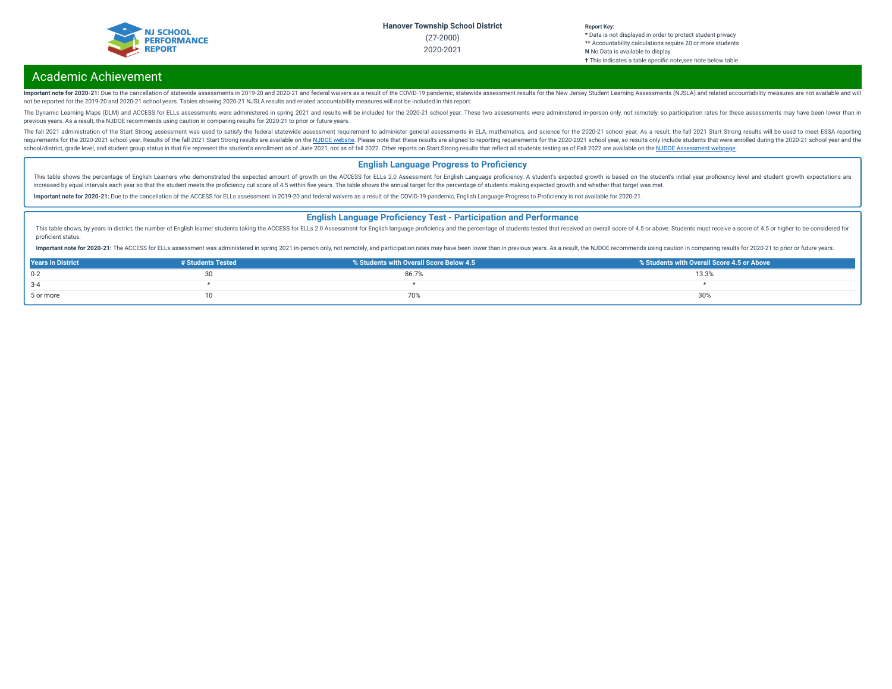Hanover Township School District

(27-2000)

2020-2021

**Report Key:**
* Data is not displayed in order to protect student privacy
** Accountability calculations require 20 or more students
**N** No Data is available to display
† This indicates a table specific note,see note below table

## Academic Achievement

**Important note for 2020-21:** Due to the cancellation of statewide assessments in 2019-20 and 2020-21 and federal waivers as a result of the COVID-19 pandemic, statewide assessment results for the New Jersey Student Learning Assessments (NJSLA) and related accountability measures are not available and will not be reported for the 2019-20 and 2020-21 school years. Tables showing 2020-21 NJSLA results and related accountability measures will not be included in this report.

The Dynamic Learning Maps (DLM) and ACCESS for ELLs assessments were administered in spring 2021 and results will be included for the 2020-21 school year. These two assessments were administered in-person only, not remotely, so participation rates for these assessments may have been lower than in previous years. As a result, the NJDOE recommends using caution in comparing results for 2020-21 to prior or future years.

The fall 2021 administration of the Start Strong assessment was used to satisfy the federal statewide assessment requirement to administer general assessments in ELA, mathematics, and science for the 2020-21 school year. As a result, the fall 2021 Start Strong results will be used to meet ESSA reporting requirements for the 2020-2021 school year. Results of the fall 2021 Start Strong results are available on the NJDOE website. Please note that these results are aligned to reporting requirements for the 2020-2021 school year, so results only include students that were enrolled during the 2020-21 school year and the school/district, grade level, and student group status in that file represent the student's enrollment as of June 2021, not as of fall 2022. Other reports on Start Strong results that reflect all students testing as of Fall 2022 are available on the NJDOE Assessment webpage.

### English Language Progress to Proficiency

This table shows the percentage of English Learners who demonstrated the expected amount of growth on the ACCESS for ELLs 2.0 Assessment for English Language proficiency. A student's expected growth is based on the student's initial year proficiency level and student growth expectations are increased by equal intervals each year so that the student meets the proficiency cut score of 4.5 within five years. The table shows the annual target for the percentage of students making expected growth and whether that target was met.

**Important note for 2020-21:** Due to the cancellation of the ACCESS for ELLs assessment in 2019-20 and federal waivers as a result of the COVID-19 pandemic, English Language Progress to Proficiency is not available for 2020-21.

### English Language Proficiency Test - Participation and Performance

This table shows, by years in district, the number of English learner students taking the ACCESS for ELLs 2.0 Assessment for English language proficiency and the percentage of students tested that received an overall score of 4.5 or above. Students must receive a score of 4.5 or higher to be considered for proficient status.

**Important note for 2020-21:** The ACCESS for ELLs assessment was administered in spring 2021 in-person only, not remotely, and participation rates may have been lower than in previous years. As a result, the NJDOE recommends using caution in comparing results for 2020-21 to prior or future years.

| Years in District | # Students Tested | % Students with Overall Score Below 4.5 | % Students with Overall Score 4.5 or Above |
|---|---|---|---|
| 0-2 | 30 | 86.7% | 13.3% |
| 3-4 | * | * | * |
| 5 or more | 10 | 70% | 30% |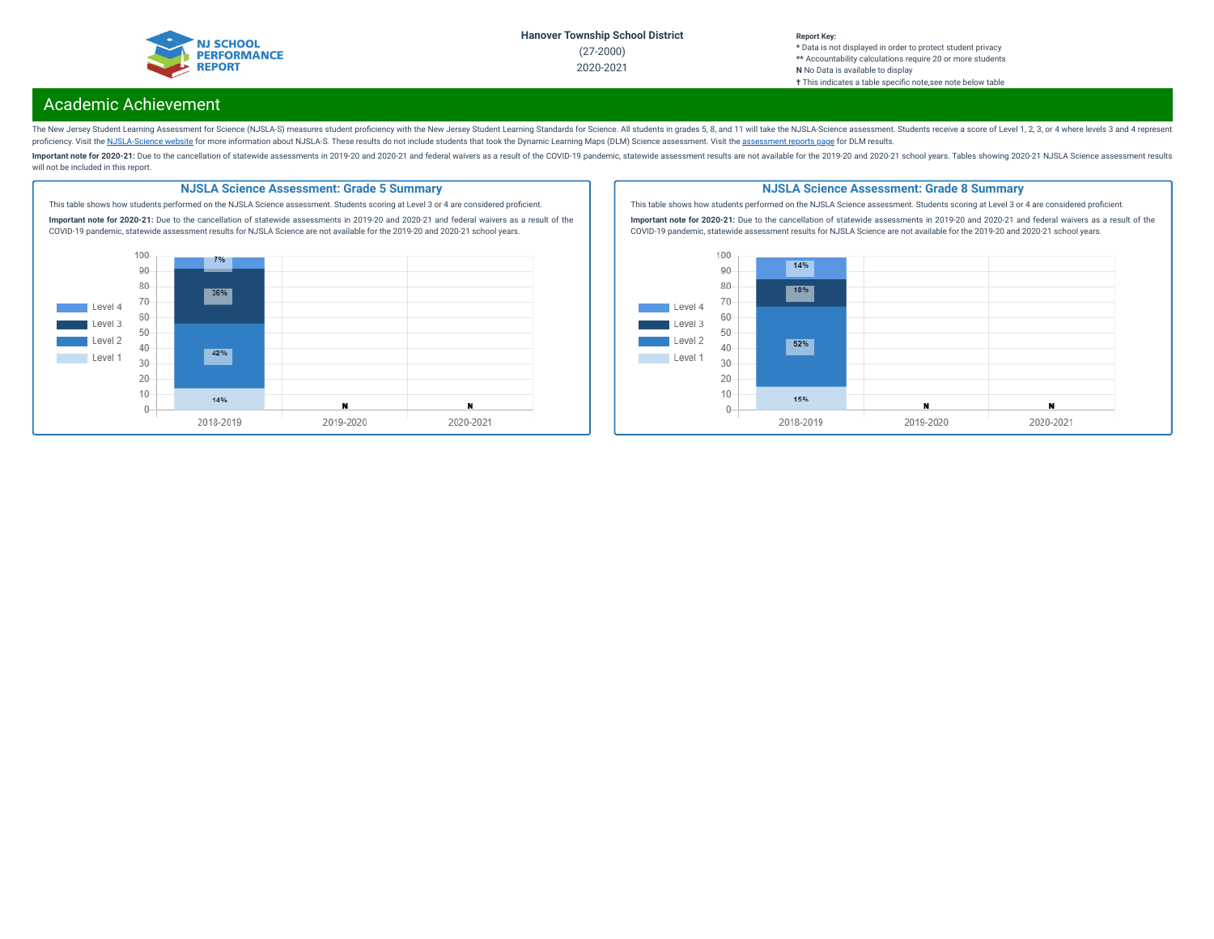Hanover Township School District

(27-2000)

2020-2021

**Report Key:**
* Data is not displayed in order to protect student privacy
** Accountability calculations require 20 or more students
**N** No Data is available to display
† This indicates a table specific note,see note below table

## Academic Achievement

The New Jersey Student Learning Assessment for Science (NJSLA-S) measures student proficiency with the New Jersey Student Learning Standards for Science. All students in grades 5, 8, and 11 will take the NJSLA-Science assessment. Students receive a score of Level 1, 2, 3, or 4 where levels 3 and 4 represent proficiency. Visit the NJSLA-Science website for more information about NJSLA-S. These results do not include students that took the Dynamic Learning Maps (DLM) Science assessment. Visit the assessment reports page for DLM results.

**Important note for 2020-21:** Due to the cancellation of statewide assessments in 2019-20 and 2020-21 and federal waivers as a result of the COVID-19 pandemic, statewide assessment results are not available for the 2019-20 and 2020-21 school years. Tables showing 2020-21 NJSLA Science assessment results will not be included in this report.

### NJSLA Science Assessment: Grade 5 Summary

This table shows how students performed on the NJSLA Science assessment. Students scoring at Level 3 or 4 are considered proficient.

**Important note for 2020-21:** Due to the cancellation of statewide assessments in 2019-20 and 2020-21 and federal waivers as a result of the COVID-19 pandemic, statewide assessment results for NJSLA Science are not available for the 2019-20 and 2020-21 school years.

| | 2018-2019 | 2019-2020 | 2020-2021 |
|---|---|---|---|
| Level 4 | 7% | N | N |
| Level 3 | 36% | | |
| Level 2 | 42% | | |
| Level 1 | 14% | | |

### NJSLA Science Assessment: Grade 8 Summary

This table shows how students performed on the NJSLA Science assessment. Students scoring at Level 3 or 4 are considered proficient.

**Important note for 2020-21:** Due to the cancellation of statewide assessments in 2019-20 and 2020-21 and federal waivers as a result of the COVID-19 pandemic, statewide assessment results for NJSLA Science are not available for the 2019-20 and 2020-21 school years.

| | 2018-2019 | 2019-2020 | 2020-2021 |
|---|---|---|---|
| Level 4 | 14% | N | N |
| Level 3 | 18% | | |
| Level 2 | 52% | | |
| Level 1 | 15% | | |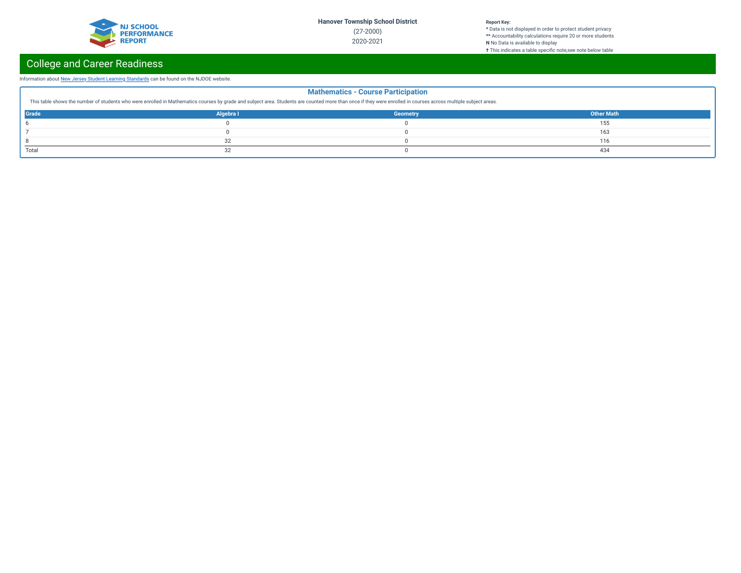## College and Career Readiness

Information about New Jersey Student Learning Standards can be found on the NJDOE website.

### Mathematics - Course Participation

This table shows the number of students who were enrolled in Mathematics courses by grade and subject area. Students are counted more than once if they were enrolled in courses across multiple subject areas.

| Grade | Algebra I | Geometry | Other Math |
|---|---|---|---|
| 6 | 0 | 0 | 155 |
| 7 | 0 | 0 | 163 |
| 8 | 32 | 0 | 116 |
| Total | 32 | 0 | 434 |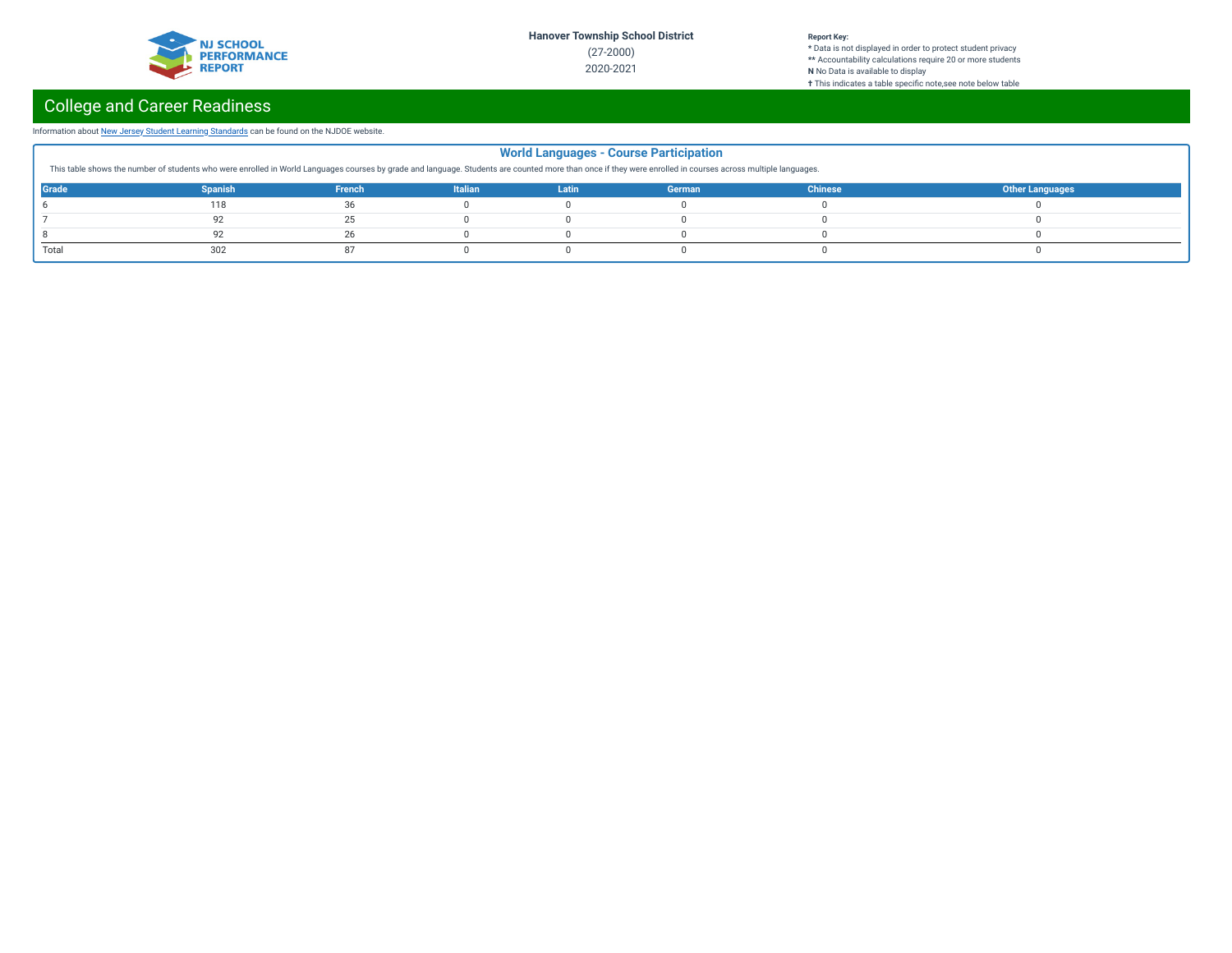Hanover Township School District

(27-2000)

2020-2021

**Report Key:**
* Data is not displayed in order to protect student privacy
** Accountability calculations require 20 or more students
**N** No Data is available to display
† This indicates a table specific note,see note below table

## College and Career Readiness

Information about New Jersey Student Learning Standards can be found on the NJDOE website.

### World Languages - Course Participation

This table shows the number of students who were enrolled in World Languages courses by grade and language. Students are counted more than once if they were enrolled in courses across multiple languages.

| Grade | Spanish | French | Italian | Latin | German | Chinese | Other Languages |
|---|---|---|---|---|---|---|---|
| 6 | 118 | 36 | 0 | 0 | 0 | 0 | 0 |
| 7 | 92 | 25 | 0 | 0 | 0 | 0 | 0 |
| 8 | 92 | 26 | 0 | 0 | 0 | 0 | 0 |
| Total | 302 | 87 | 0 | 0 | 0 | 0 | 0 |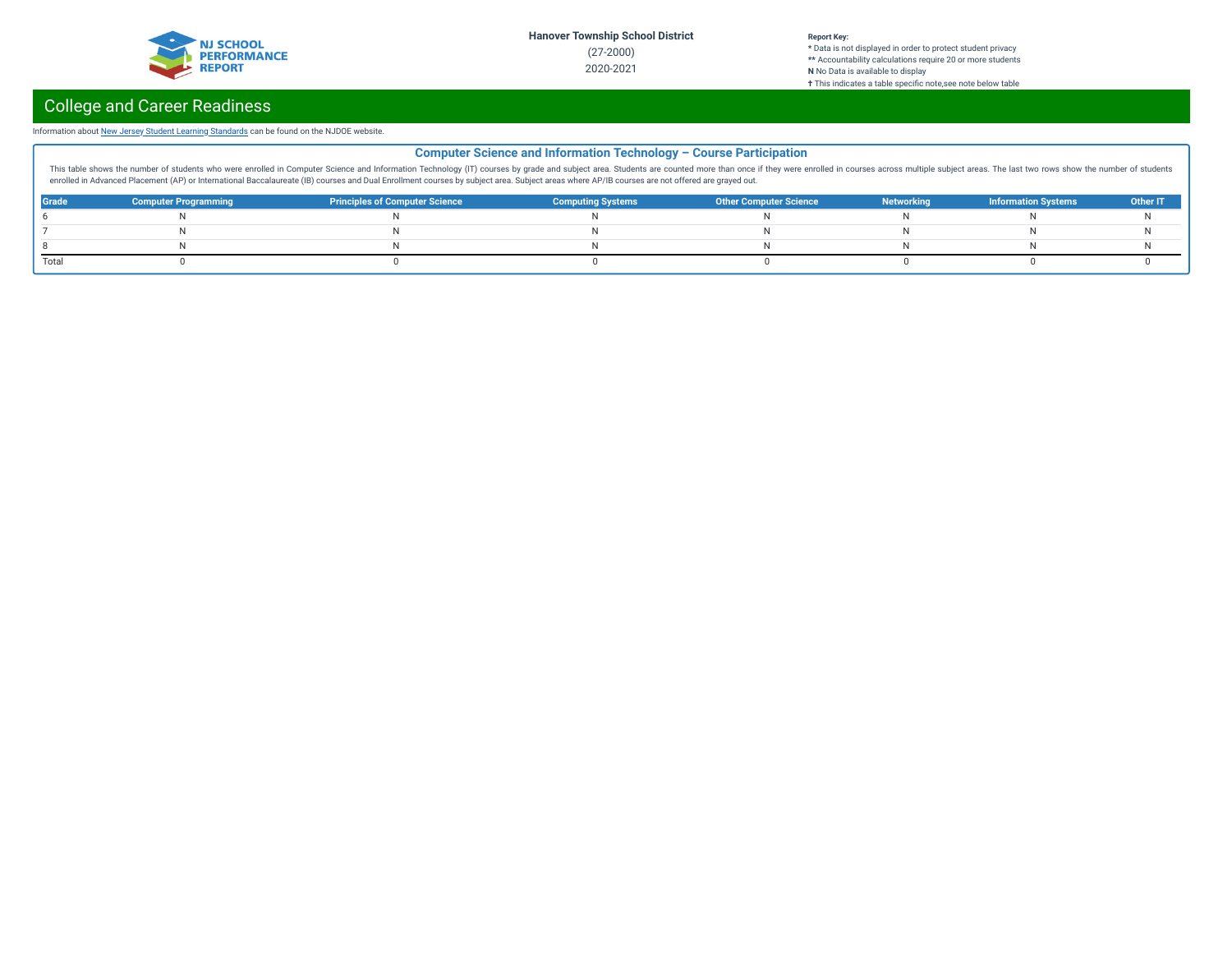Hanover Township School District

(27-2000)

2020-2021

**Report Key:**
\* Data is not displayed in order to protect student privacy
\*\* Accountability calculations require 20 or more students
**N** No Data is available to display
† This indicates a table specific note,see note below table

## College and Career Readiness

Information about New Jersey Student Learning Standards can be found on the NJDOE website.

### Computer Science and Information Technology – Course Participation

This table shows the number of students who were enrolled in Computer Science and Information Technology (IT) courses by grade and subject area. Students are counted more than once if they were enrolled in courses across multiple subject areas. The last two rows show the number of students enrolled in Advanced Placement (AP) or International Baccalaureate (IB) courses and Dual Enrollment courses by subject area. Subject areas where AP/IB courses are not offered are grayed out.

| Grade | Computer Programming | Principles of Computer Science | Computing Systems | Other Computer Science | Networking | Information Systems | Other IT |
|---|---|---|---|---|---|---|---|
| 6 | N | N | N | N | N | N | N |
| 7 | N | N | N | N | N | N | N |
| 8 | N | N | N | N | N | N | N |
| Total | 0 | 0 | 0 | 0 | 0 | 0 | 0 |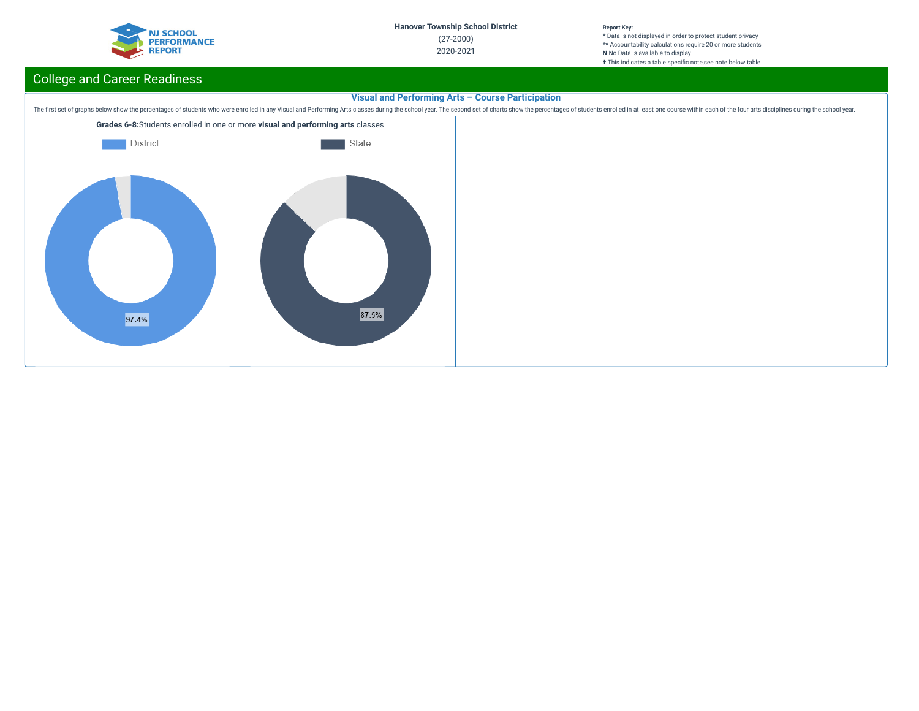## College and Career Readiness

### Visual and Performing Arts – Course Participation

The first set of graphs below show the percentages of students who were enrolled in any Visual and Performing Arts classes during the school year. The second set of charts show the percentages of students enrolled in at least one course within each of the four arts disciplines during the school year.

**Grades 6-8:** Students enrolled in one or more **visual and performing arts** classes

District: 97.4%

State: 87.5%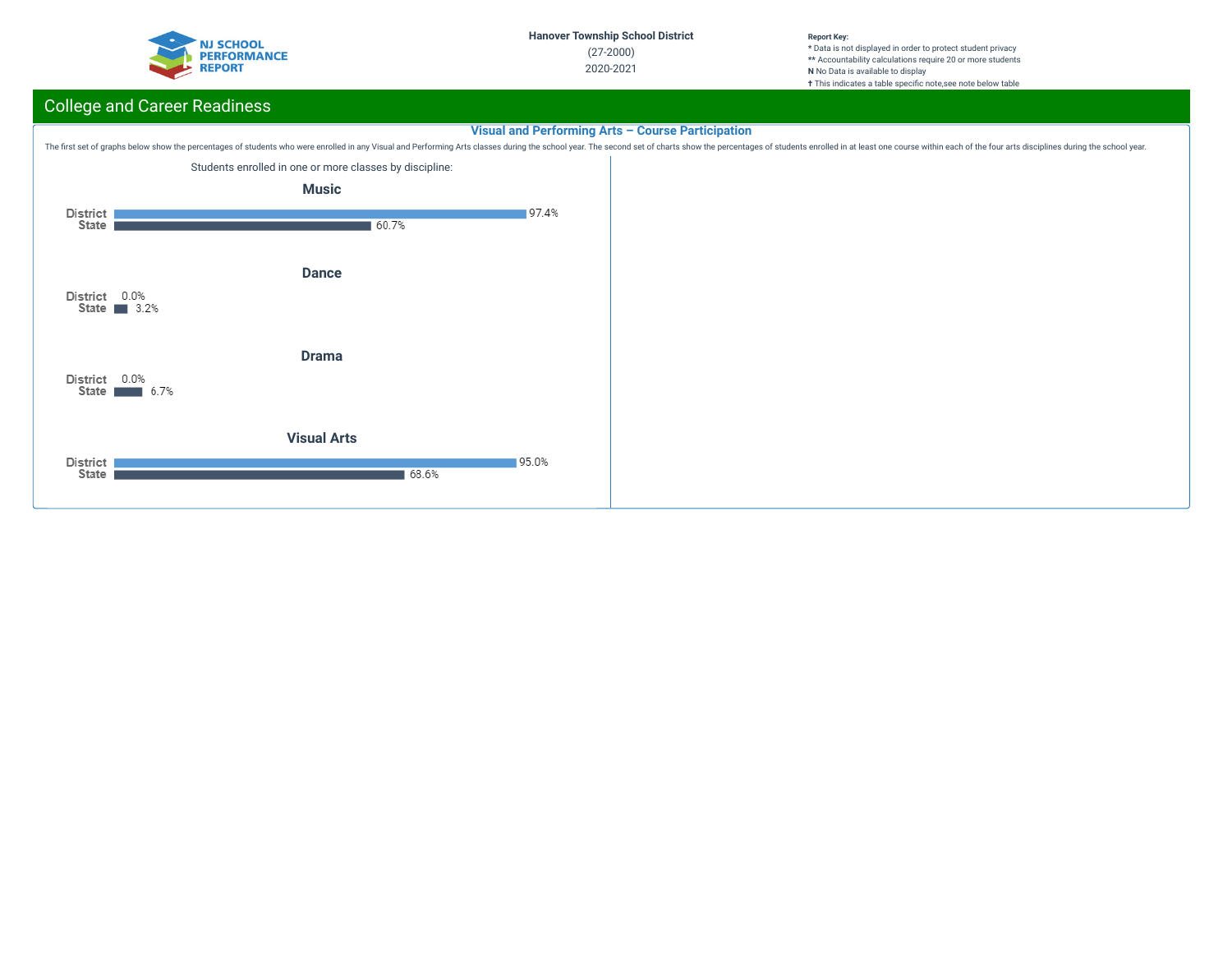## College and Career Readiness

### Visual and Performing Arts – Course Participation

The first set of graphs below show the percentages of students who were enrolled in any Visual and Performing Arts classes during the school year. The second set of charts show the percentages of students enrolled in at least one course within each of the four arts disciplines during the school year.

Students enrolled in one or more classes by discipline:

| Discipline | District | State |
|---|---|---|
| Music | 97.4% | 60.7% |
| Dance | 0.0% | 3.2% |
| Drama | 0.0% | 6.7% |
| Visual Arts | 95.0% | 68.6% |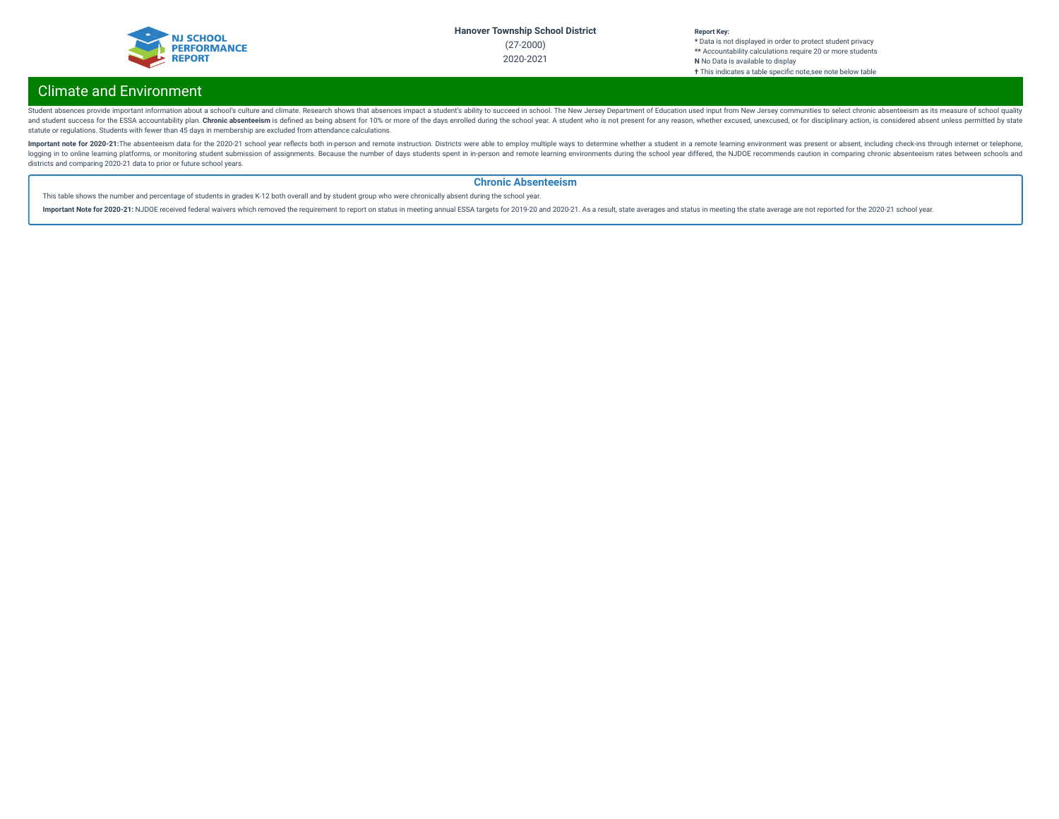## Climate and Environment

Student absences provide important information about a school's culture and climate. Research shows that absences impact a student's ability to succeed in school. The New Jersey Department of Education used input from New Jersey communities to select chronic absenteeism as its measure of school quality and student success for the ESSA accountability plan. **Chronic absenteeism** is defined as being absent for 10% or more of the days enrolled during the school year. A student who is not present for any reason, whether excused, unexcused, or for disciplinary action, is considered absent unless permitted by state statute or regulations. Students with fewer than 45 days in membership are excluded from attendance calculations.

**Important note for 2020-21:**The absenteeism data for the 2020-21 school year reflects both in-person and remote instruction. Districts were able to employ multiple ways to determine whether a student in a remote learning environment was present or absent, including check-ins through internet or telephone, logging in to online learning platforms, or monitoring student submission of assignments. Because the number of days students spent in in-person and remote learning environments during the school year differed, the NJDOE recommends caution in comparing chronic absenteeism rates between schools and districts and comparing 2020-21 data to prior or future school years.

### Chronic Absenteeism

This table shows the number and percentage of students in grades K-12 both overall and by student group who were chronically absent during the school year.

**Important Note for 2020-21:** NJDOE received federal waivers which removed the requirement to report on status in meeting annual ESSA targets for 2019-20 and 2020-21. As a result, state averages and status in meeting the state average are not reported for the 2020-21 school year.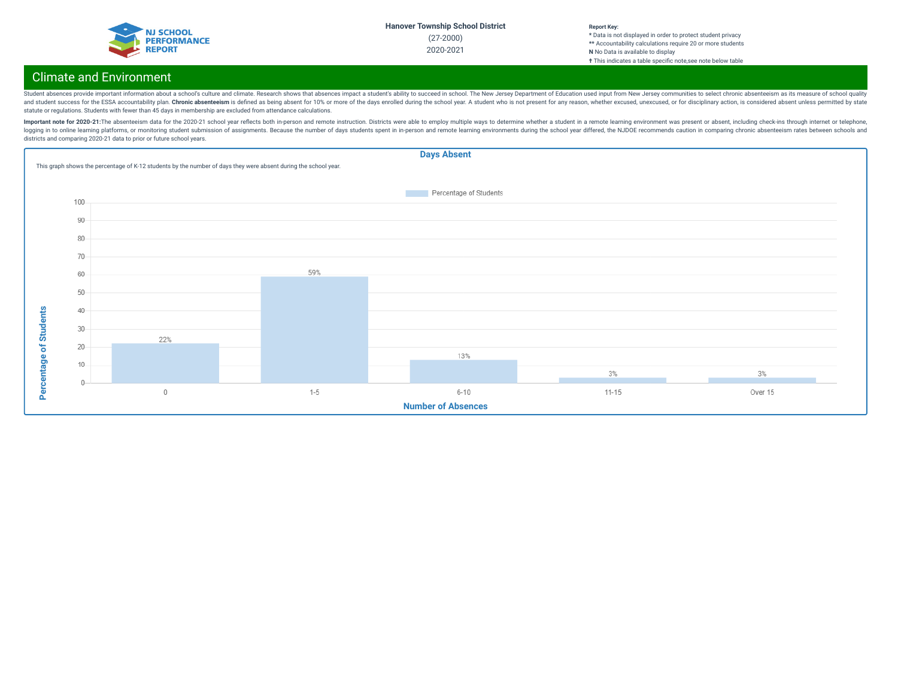Hanover Township School District

(27-2000)

2020-2021

**Report Key:**
- \* Data is not displayed in order to protect student privacy
- \*\* Accountability calculations require 20 or more students
- **N** No Data is available to display
- † This indicates a table specific note,see note below table

## Climate and Environment

Student absences provide important information about a school's culture and climate. Research shows that absences impact a student's ability to succeed in school. The New Jersey Department of Education used input from New Jersey communities to select chronic absenteeism as its measure of school quality and student success for the ESSA accountability plan. **Chronic absenteeism** is defined as being absent for 10% or more of the days enrolled during the school year. A student who is not present for any reason, whether excused, unexcused, or for disciplinary action, is considered absent unless permitted by state statute or regulations. Students with fewer than 45 days in membership are excluded from attendance calculations.

**Important note for 2020-21:**The absenteeism data for the 2020-21 school year reflects both in-person and remote instruction. Districts were able to employ multiple ways to determine whether a student in a remote learning environment was present or absent, including check-ins through internet or telephone, logging in to online learning platforms, or monitoring student submission of assignments. Because the number of days students spent in in-person and remote learning environments during the school year differed, the NJDOE recommends caution in comparing chronic absenteeism rates between schools and districts and comparing 2020-21 data to prior or future school years.

### Days Absent

This graph shows the percentage of K-12 students by the number of days they were absent during the school year.

| Number of Absences | Percentage of Students |
| --- | --- |
| 0 | 22% |
| 1-5 | 59% |
| 6-10 | 13% |
| 11-15 | 3% |
| Over 15 | 3% |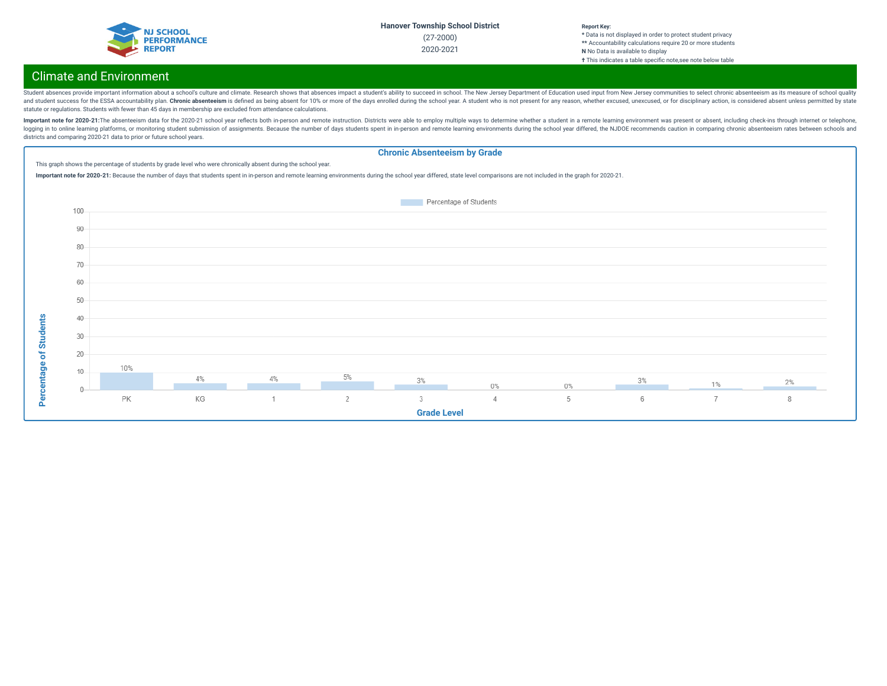Hanover Township School District
(27-2000)
2020-2021

**Report Key:**
* Data is not displayed in order to protect student privacy
** Accountability calculations require 20 or more students
**N** No Data is available to display
† This indicates a table specific note,see note below table

## Climate and Environment

Student absences provide important information about a school's culture and climate. Research shows that absences impact a student's ability to succeed in school. The New Jersey Department of Education used input from New Jersey communities to select chronic absenteeism as its measure of school quality and student success for the ESSA accountability plan. **Chronic absenteeism** is defined as being absent for 10% or more of the days enrolled during the school year. A student who is not present for any reason, whether excused, unexcused, or for disciplinary action, is considered absent unless permitted by state statute or regulations. Students with fewer than 45 days in membership are excluded from attendance calculations.

**Important note for 2020-21:**The absenteeism data for the 2020-21 school year reflects both in-person and remote instruction. Districts were able to employ multiple ways to determine whether a student in a remote learning environment was present or absent, including check-ins through internet or telephone, logging in to online learning platforms, or monitoring student submission of assignments. Because the number of days students spent in in-person and remote learning environments during the school year differed, the NJDOE recommends caution in comparing chronic absenteeism rates between schools and districts and comparing 2020-21 data to prior or future school years.

### Chronic Absenteeism by Grade

This graph shows the percentage of students by grade level who were chronically absent during the school year.

**Important note for 2020-21:** Because the number of days that students spent in in-person and remote learning environments during the school year differed, state level comparisons are not included in the graph for 2020-21.

| Grade Level | Percentage of Students |
|---|---|
| PK | 10% |
| KG | 4% |
| 1 | 4% |
| 2 | 5% |
| 3 | 3% |
| 4 | 0% |
| 5 | 0% |
| 6 | 3% |
| 7 | 1% |
| 8 | 2% |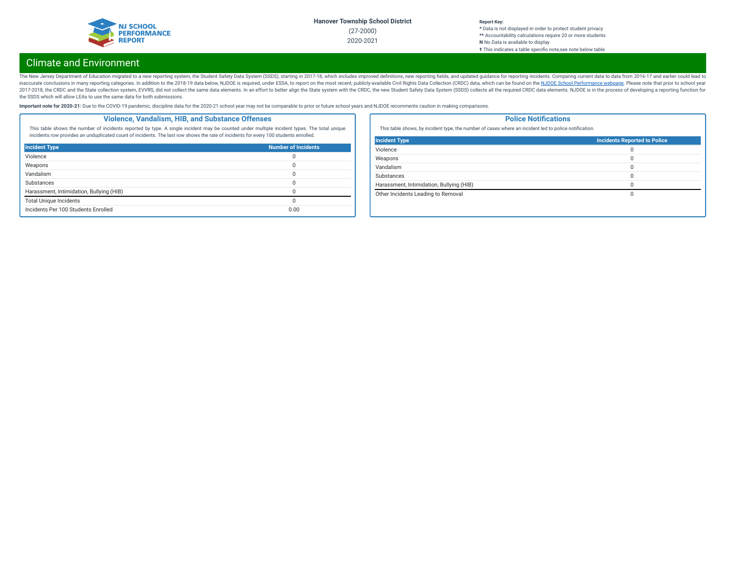Hanover Township School District

(27-2000)

2020-2021

**Report Key:**
* Data is not displayed in order to protect student privacy
** Accountability calculations require 20 or more students
**N** No Data is available to display
† This indicates a table specific note,see note below table

## Climate and Environment

The New Jersey Department of Education migrated to a new reporting system, the Student Safety Data System (SSDS), starting in 2017-18, which includes improved definitions, new reporting fields, and updated guidance for reporting incidents. Comparing current data to data from 2016-17 and earlier could lead to inaccurate conclusions in many reporting categories. In addition to the 2018-19 data below, NJDOE is required, under ESSA, to report on the most recent, publicly-available Civil Rights Data Collection (CRDC) data, which can be found on the NJDOE School Performance webpage. Please note that prior to school year 2017-2018, the CRDC and the State collection system, EVVRS, did not collect the same data elements. In an effort to better align the State system with the CRDC, the new Student Safety Data System (SSDS) collects all the required CRDC data elements. NJDOE is in the process of developing a reporting function for the SSDS which will allow LEAs to use the same data for both submissions.

**Important note for 2020-21:** Due to the COVID-19 pandemic, discipline data for the 2020-21 school year may not be comparable to prior or future school years and NJDOE recomments caution in making comparisons.

### Violence, Vandalism, HIB, and Substance Offenses

This table shows the number of incidents reported by type. A single incident may be counted under multiple incident types. The total unique incidents row provides an unduplicated count of incidents. The last row shows the rate of incidents for every 100 students enrolled.

| Incident Type | Number of Incidents |
|---|---|
| Violence | 0 |
| Weapons | 0 |
| Vandalism | 0 |
| Substances | 0 |
| Harassment, Intimidation, Bullying (HIB) | 0 |
| Total Unique Incidents | 0 |
| Incidents Per 100 Students Enrolled | 0.00 |

### Police Notifications

This table shows, by incident type, the number of cases where an incident led to police notification.

| Incident Type | Incidents Reported to Police |
|---|---|
| Violence | 0 |
| Weapons | 0 |
| Vandalism | 0 |
| Substances | 0 |
| Harassment, Intimidation, Bullying (HIB) | 0 |
| Other Incidents Leading to Removal | 0 |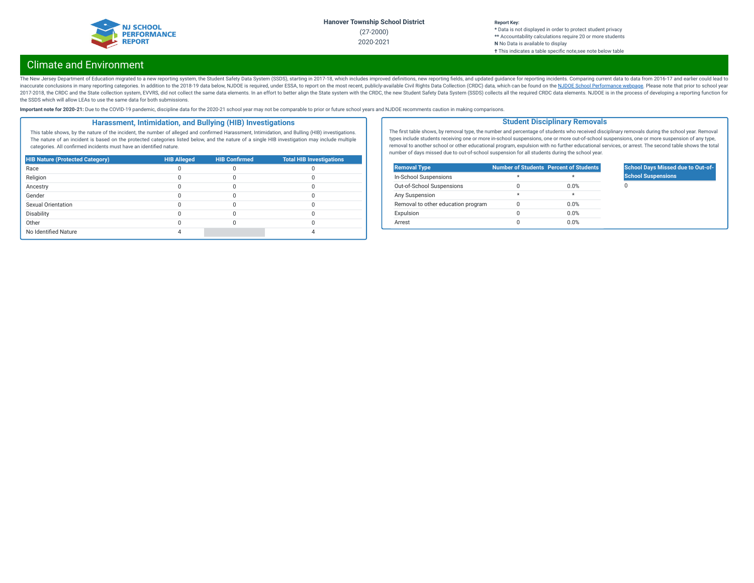# Climate and Environment

The New Jersey Department of Education migrated to a new reporting system, the Student Safety Data System (SSDS), starting in 2017-18, which includes improved definitions, new reporting fields, and updated guidance for reporting incidents. Comparing current data to data from 2016-17 and earlier could lead to inaccurate conclusions in many reporting categories. In addition to the 2018-19 data below, NJDOE is required, under ESSA, to report on the most recent, publicly-available Civil Rights Data Collection (CRDC) data, which can be found on the NJDOE School Performance webpage. Please note that prior to school year 2017-2018, the CRDC and the State collection system, EVVRS, did not collect the same data elements. In an effort to better align the State system with the CRDC, the new Student Safety Data System (SSDS) collects all the required CRDC data elements. NJDOE is in the process of developing a reporting function for the SSDS which will allow LEAs to use the same data for both submissions.

**Important note for 2020-21:** Due to the COVID-19 pandemic, discipline data for the 2020-21 school year may not be comparable to prior or future school years and NJDOE recomments caution in making comparisons.

## Harassment, Intimidation, and Bullying (HIB) Investigations

This table shows, by the nature of the incident, the number of alleged and confirmed Harassment, Intimidation, and Bulling (HIB) investigations. The nature of an incident is based on the protected categories listed below, and the nature of a single HIB investigation may include multiple categories. All confirmed incidents must have an identified nature.

| HIB Nature (Protected Category) | HIB Alleged | HIB Confirmed | Total HIB Investigations |
|---|---|---|---|
| Race | 0 | 0 | 0 |
| Religion | 0 | 0 | 0 |
| Ancestry | 0 | 0 | 0 |
| Gender | 0 | 0 | 0 |
| Sexual Orientation | 0 | 0 | 0 |
| Disability | 0 | 0 | 0 |
| Other | 0 | 0 | 0 |
| No Identified Nature | 4 | | 4 |

## Student Disciplinary Removals

The first table shows, by removal type, the number and percentage of students who received disciplinary removals during the school year. Removal types include students receiving one or more in-school suspensions, one or more out-of-school suspensions, one or more suspension of any type, removal to another school or other educational program, expulsion with no further educational services, or arrest. The second table shows the total number of days missed due to out-of-school suspension for all students during the school year.

| Removal Type | Number of Students | Percent of Students |
|---|---|---|
| In-School Suspensions | * | * |
| Out-of-School Suspensions | 0 | 0.0% |
| Any Suspension | * | * |
| Removal to other education program | 0 | 0.0% |
| Expulsion | 0 | 0.0% |
| Arrest | 0 | 0.0% |

| School Days Missed due to Out-of-School Suspensions |
|---|
| 0 |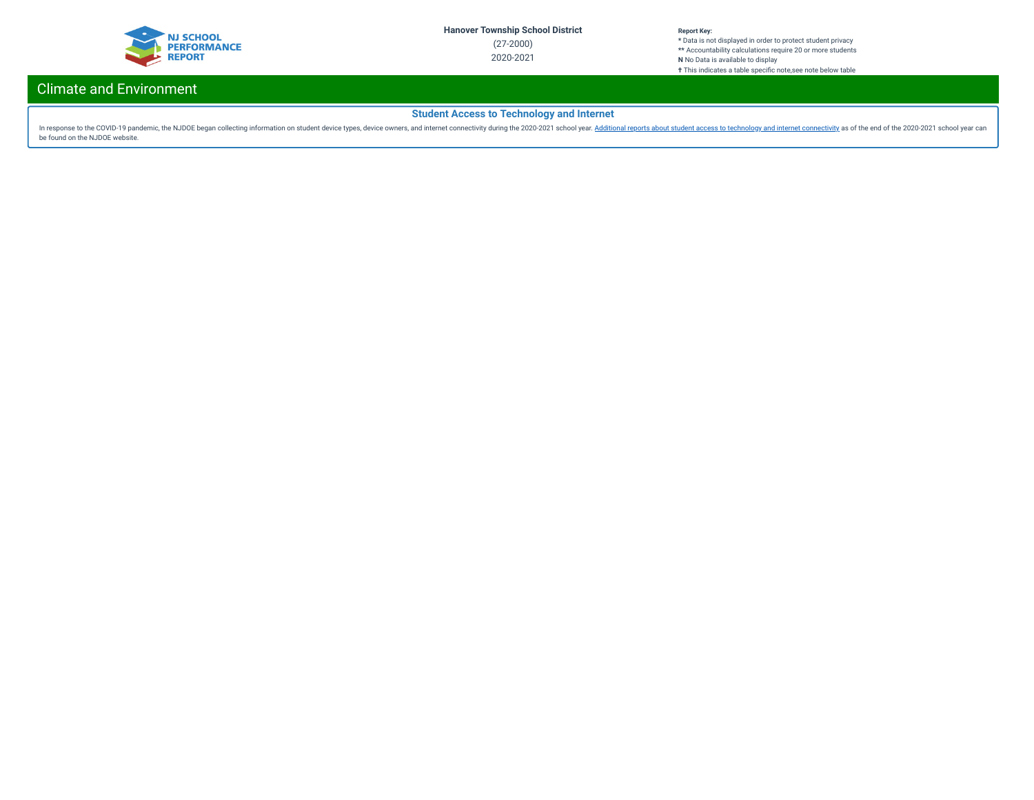## Climate and Environment

### Student Access to Technology and Internet

In response to the COVID-19 pandemic, the NJDOE began collecting information on student device types, device owners, and internet connectivity during the 2020-2021 school year. Additional reports about student access to technology and internet connectivity as of the end of the 2020-2021 school year can be found on the NJDOE website.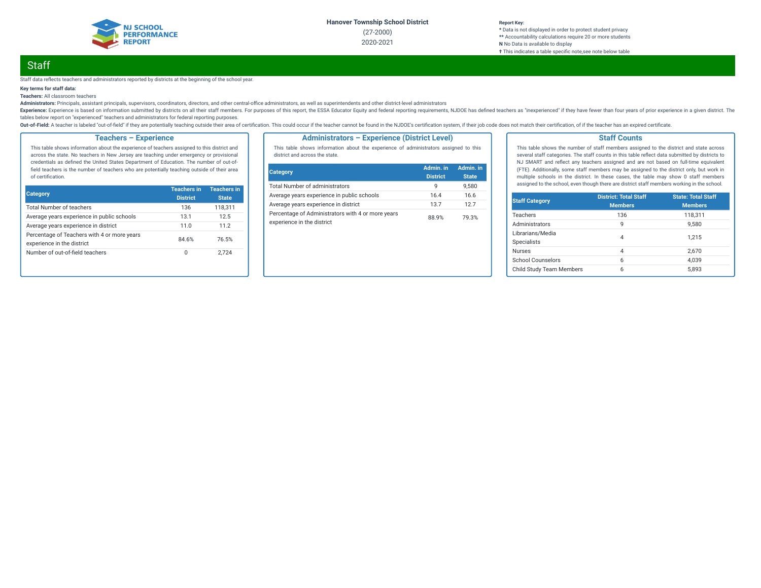Hanover Township School District

(27-2000)

2020-2021

**Report Key:**
* Data is not displayed in order to protect student privacy
** Accountability calculations require 20 or more students
**N** No Data is available to display
† This indicates a table specific note,see note below table

# Staff

Staff data reflects teachers and administrators reported by districts at the beginning of the school year.

**Key terms for staff data:**

**Teachers:** All classroom teachers

**Administrators:** Principals, assistant principals, supervisors, coordinators, directors, and other central-office administrators, as well as superintendents and other district-level administrators

**Experience:** Experience is based on information submitted by districts on all their staff members. For purposes of this report, the ESSA Educator Equity and federal reporting requirements, NJDOE has defined teachers as "inexperienced" if they have fewer than four years of prior experience in a given district. The tables below report on "experienced" teachers and administrators for federal reporting purposes.

**Out-of-Field:** A teacher is labeled "out-of-field" if they are potentially teaching outside their area of certification. This could occur if the teacher cannot be found in the NJDOE's certification system, if their job code does not match their certification, of if the teacher has an expired certificate.

## Teachers – Experience

This table shows information about the experience of teachers assigned to this district and across the state. No teachers in New Jersey are teaching under emergency or provisional credentials as defined the United States Department of Education. The number of out-of-field teachers is the number of teachers who are potentially teaching outside of their area of certification.

| Category | Teachers in District | Teachers in State |
|---|---|---|
| Total Number of teachers | 136 | 118,311 |
| Average years experience in public schools | 13.1 | 12.5 |
| Average years experience in district | 11.0 | 11.2 |
| Percentage of Teachers with 4 or more years experience in the district | 84.6% | 76.5% |
| Number of out-of-field teachers | 0 | 2,724 |

## Administrators – Experience (District Level)

This table shows information about the experience of administrators assigned to this district and across the state.

| Category | Admin. in District | Admin. in State |
|---|---|---|
| Total Number of administrators | 9 | 9,580 |
| Average years experience in public schools | 16.4 | 16.6 |
| Average years experience in district | 13.7 | 12.7 |
| Percentage of Administrators with 4 or more years experience in the district | 88.9% | 79.3% |

## Staff Counts

This table shows the number of staff members assigned to the district and state across several staff categories. The staff counts in this table reflect data submitted by districts to NJ SMART and reflect any teachers assigned and are not based on full-time equivalent (FTE). Additionally, some staff members may be assigned to the district only, but work in multiple schools in the district. In these cases, the table may show 0 staff members assigned to the school, even though there are district staff members working in the school.

| Staff Category | District: Total Staff Members | State: Total Staff Members |
|---|---|---|
| Teachers | 136 | 118,311 |
| Administrators | 9 | 9,580 |
| Librarians/Media Specialists | 4 | 1,215 |
| Nurses | 4 | 2,670 |
| School Counselors | 6 | 4,039 |
| Child Study Team Members | 6 | 5,893 |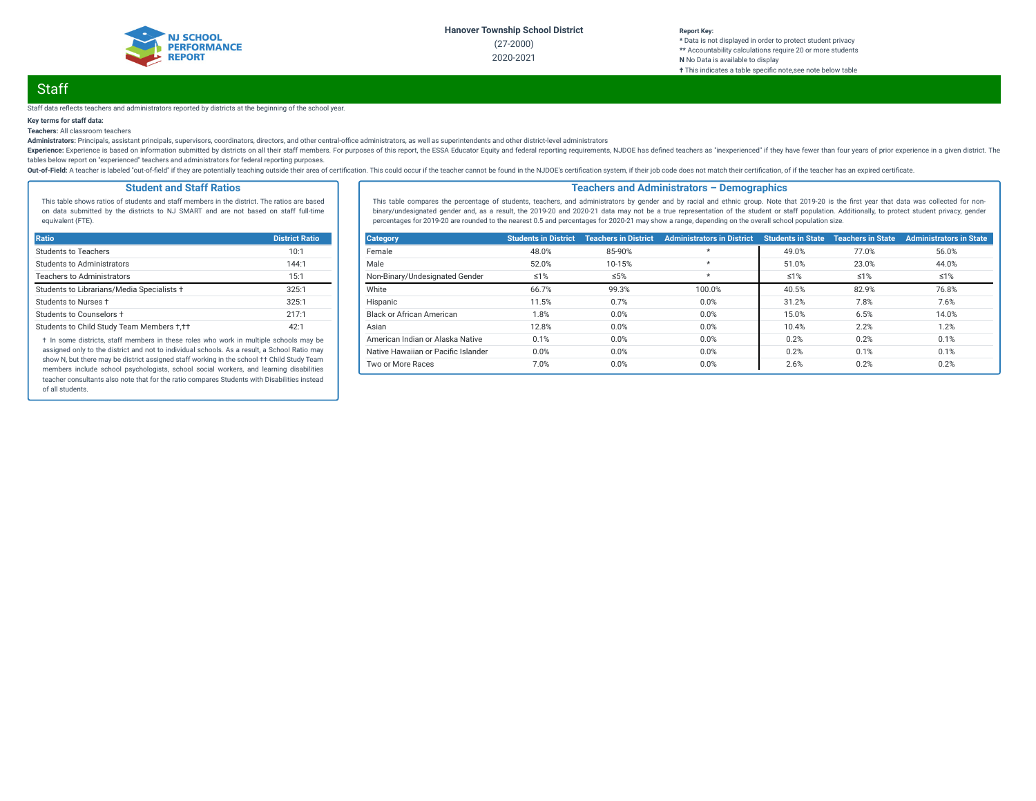Hanover Township School District

(27-2000)

2020-2021

**Report Key:**
**\*** Data is not displayed in order to protect student privacy
**\*\*** Accountability calculations require 20 or more students
**N** No Data is available to display
**†** This indicates a table specific note,see note below table

# Staff

Staff data reflects teachers and administrators reported by districts at the beginning of the school year.

**Key terms for staff data:**

**Teachers:** All classroom teachers

**Administrators:** Principals, assistant principals, supervisors, coordinators, directors, and other central-office administrators, as well as superintendents and other district-level administrators

**Experience:** Experience is based on information submitted by districts on all their staff members. For purposes of this report, the ESSA Educator Equity and federal reporting requirements, NJDOE has defined teachers as "inexperienced" if they have fewer than four years of prior experience in a given district. The tables below report on "experienced" teachers and administrators for federal reporting purposes.

**Out-of-Field:** A teacher is labeled "out-of-field" if they are potentially teaching outside their area of certification. This could occur if the teacher cannot be found in the NJDOE's certification system, if their job code does not match their certification, of if the teacher has an expired certificate.

## Student and Staff Ratios

This table shows ratios of students and staff members in the district. The ratios are based on data submitted by the districts to NJ SMART and are not based on staff full-time equivalent (FTE).

| Ratio | District Ratio |
|---|---|
| Students to Teachers | 10:1 |
| Students to Administrators | 144:1 |
| Teachers to Administrators | 15:1 |
| Students to Librarians/Media Specialists † | 325:1 |
| Students to Nurses † | 325:1 |
| Students to Counselors † | 217:1 |
| Students to Child Study Team Members †,†† | 42:1 |

† In some districts, staff members in these roles who work in multiple schools may be assigned only to the district and not to individual schools. As a result, a School Ratio may show N, but there may be district assigned staff working in the school †† Child Study Team members include school psychologists, school social workers, and learning disabilities teacher consultants also note that for the ratio compares Students with Disabilities instead of all students.

## Teachers and Administrators – Demographics

This table compares the percentage of students, teachers, and administrators by gender and by racial and ethnic group. Note that 2019-20 is the first year that data was collected for non-binary/undesignated gender and, as a result, the 2019-20 and 2020-21 data may not be a true representation of the student or staff population. Additionally, to protect student privacy, gender percentages for 2019-20 are rounded to the nearest 0.5 and percentages for 2020-21 may show a range, depending on the overall school population size.

| Category | Students in District | Teachers in District | Administrators in District | Students in State | Teachers in State | Administrators in State |
|---|---|---|---|---|---|---|
| Female | 48.0% | 85-90% | * | 49.0% | 77.0% | 56.0% |
| Male | 52.0% | 10-15% | * | 51.0% | 23.0% | 44.0% |
| Non-Binary/Undesignated Gender | ≤1% | ≤5% | * | ≤1% | ≤1% | ≤1% |
| White | 66.7% | 99.3% | 100.0% | 40.5% | 82.9% | 76.8% |
| Hispanic | 11.5% | 0.7% | 0.0% | 31.2% | 7.8% | 7.6% |
| Black or African American | 1.8% | 0.0% | 0.0% | 15.0% | 6.5% | 14.0% |
| Asian | 12.8% | 0.0% | 0.0% | 10.4% | 2.2% | 1.2% |
| American Indian or Alaska Native | 0.1% | 0.0% | 0.0% | 0.2% | 0.2% | 0.1% |
| Native Hawaiian or Pacific Islander | 0.0% | 0.0% | 0.0% | 0.2% | 0.1% | 0.1% |
| Two or More Races | 7.0% | 0.0% | 0.0% | 2.6% | 0.2% | 0.2% |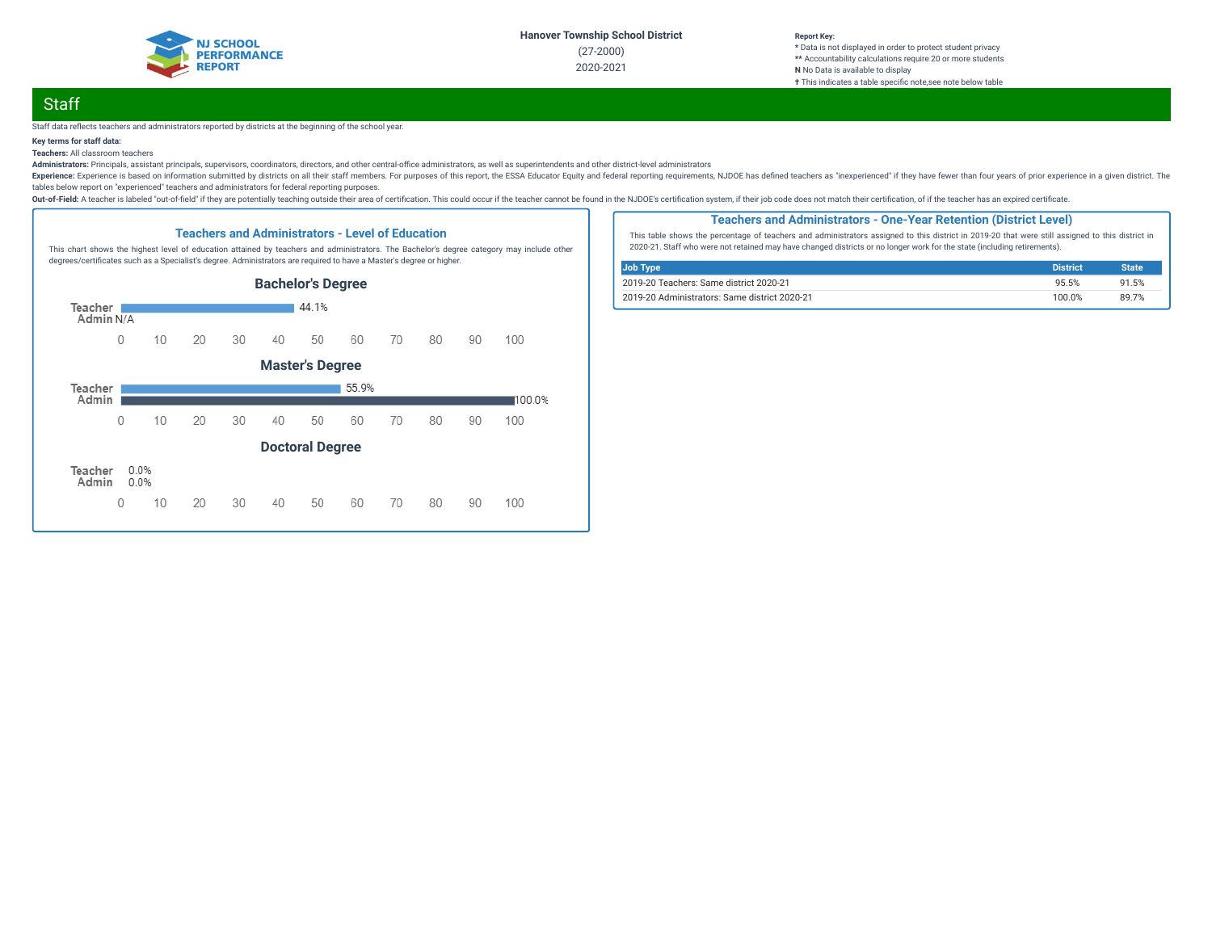Hanover Township School District
(27-2000)
2020-2021

**Report Key:**
* Data is not displayed in order to protect student privacy
** Accountability calculations require 20 or more students
**N** No Data is available to display
† This indicates a table specific note,see note below table

## Staff

Staff data reflects teachers and administrators reported by districts at the beginning of the school year.

**Key terms for staff data:**

**Teachers:** All classroom teachers

**Administrators:** Principals, assistant principals, supervisors, coordinators, directors, and other central-office administrators, as well as superintendents and other district-level administrators

**Experience:** Experience is based on information submitted by districts on all their staff members. For purposes of this report, the ESSA Educator Equity and federal reporting requirements, NJDOE has defined teachers as "inexperienced" if they have fewer than four years of prior experience in a given district. The tables below report on "experienced" teachers and administrators for federal reporting purposes.

**Out-of-Field:** A teacher is labeled "out-of-field" if they are potentially teaching outside their area of certification. This could occur if the teacher cannot be found in the NJDOE's certification system, if their job code does not match their certification, of if the teacher has an expired certificate.

### Teachers and Administrators - Level of Education

This chart shows the highest level of education attained by teachers and administrators. The Bachelor's degree category may include other degrees/certificates such as a Specialist's degree. Administrators are required to have a Master's degree or higher.

| Degree | Teacher | Admin |
|---|---|---|
| Bachelor's Degree | 44.1% | N/A |
| Master's Degree | 55.9% | 100.0% |
| Doctoral Degree | 0.0% | 0.0% |

### Teachers and Administrators - One-Year Retention (District Level)

This table shows the percentage of teachers and administrators assigned to this district in 2019-20 that were still assigned to this district in 2020-21. Staff who were not retained may have changed districts or no longer work for the state (including retirements).

| Job Type | District | State |
|---|---|---|
| 2019-20 Teachers: Same district 2020-21 | 95.5% | 91.5% |
| 2019-20 Administrators: Same district 2020-21 | 100.0% | 89.7% |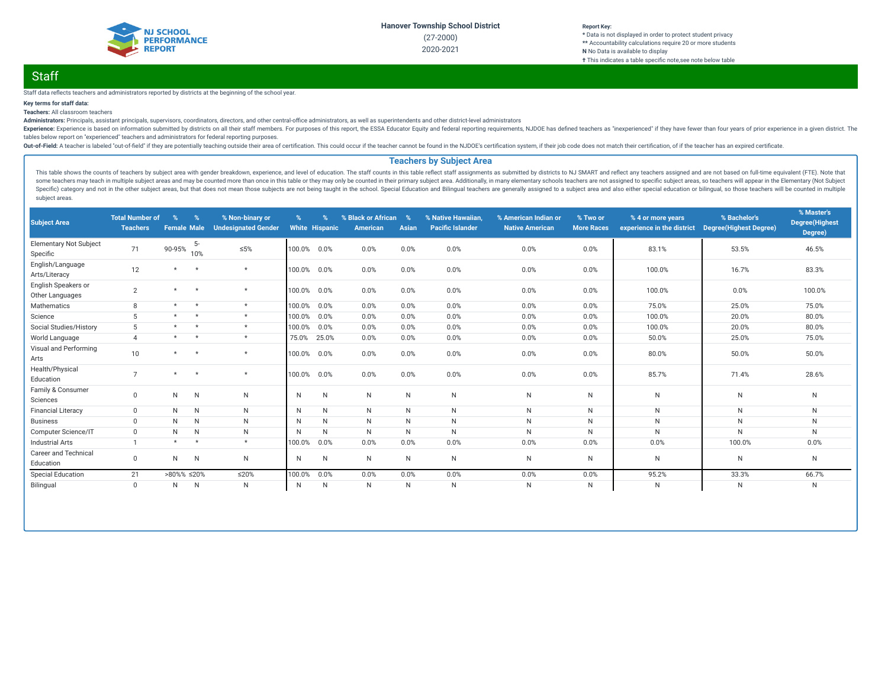Hanover Township School District

(27-2000)

2020-2021

**Report Key:**
* Data is not displayed in order to protect student privacy
** Accountability calculations require 20 or more students
**N** No Data is available to display
† This indicates a table specific note,see note below table

## Staff

Staff data reflects teachers and administrators reported by districts at the beginning of the school year.

**Key terms for staff data:**

**Teachers:** All classroom teachers

**Administrators:** Principals, assistant principals, supervisors, coordinators, directors, and other central-office administrators, as well as superintendents and other district-level administrators

**Experience:** Experience is based on information submitted by districts on all their staff members. For purposes of this report, the ESSA Educator Equity and federal reporting requirements, NJDOE has defined teachers as "inexperienced" if they have fewer than four years of prior experience in a given district. The tables below report on "experienced" teachers and administrators for federal reporting purposes.

**Out-of-Field:** A teacher is labeled "out-of-field" if they are potentially teaching outside their area of certification. This could occur if the teacher cannot be found in the NJDOE's certification system, if their job code does not match their certification, of if the teacher has an expired certificate.

### Teachers by Subject Area

This table shows the counts of teachers by subject area with gender breakdown, experience, and level of education. The staff counts in this table reflect staff assignments as submitted by districts to NJ SMART and reflect any teachers assigned and are not based on full-time equivalent (FTE). Note that some teachers may teach in multiple subject areas and may be counted more than once in this table or they may only be counted in their primary subject area. Additionally, in many elementary schools teachers are not assigned to specific subject areas, so teachers will appear in the Elementary (Not Subject Specific) category and not in the other subject areas, but that does not mean those subjects are not being taught in the school. Special Education and Bilingual teachers are generally assigned to a subject area and also either special education or bilingual, so those teachers will be counted in multiple subject areas.

| Subject Area | Total Number of Teachers | % Female | % Male | % Non-binary or Undesignated Gender | % White | % Hispanic | % Black or African American | % Asian | % Native Hawaiian, Pacific Islander | % American Indian or Native American | % Two or More Races | % 4 or more years experience in the district | % Bachelor's Degree(Highest Degree) | % Master's Degree(Highest Degree) |
|---|---|---|---|---|---|---|---|---|---|---|---|---|---|---|
| Elementary Not Subject Specific | 71 | 90-95% | 5-10% | ≤5% | 100.0% | 0.0% | 0.0% | 0.0% | 0.0% | 0.0% | 0.0% | 83.1% | 53.5% | 46.5% |
| English/Language Arts/Literacy | 12 | * | * | * | 100.0% | 0.0% | 0.0% | 0.0% | 0.0% | 0.0% | 0.0% | 100.0% | 16.7% | 83.3% |
| English Speakers or Other Languages | 2 | * | * | * | 100.0% | 0.0% | 0.0% | 0.0% | 0.0% | 0.0% | 0.0% | 100.0% | 0.0% | 100.0% |
| Mathematics | 8 | * | * | * | 100.0% | 0.0% | 0.0% | 0.0% | 0.0% | 0.0% | 0.0% | 75.0% | 25.0% | 75.0% |
| Science | 5 | * | * | * | 100.0% | 0.0% | 0.0% | 0.0% | 0.0% | 0.0% | 0.0% | 100.0% | 20.0% | 80.0% |
| Social Studies/History | 5 | * | * | * | 100.0% | 0.0% | 0.0% | 0.0% | 0.0% | 0.0% | 0.0% | 100.0% | 20.0% | 80.0% |
| World Language | 4 | * | * | * | 75.0% | 25.0% | 0.0% | 0.0% | 0.0% | 0.0% | 0.0% | 50.0% | 25.0% | 75.0% |
| Visual and Performing Arts | 10 | * | * | * | 100.0% | 0.0% | 0.0% | 0.0% | 0.0% | 0.0% | 0.0% | 80.0% | 50.0% | 50.0% |
| Health/Physical Education | 7 | * | * | * | 100.0% | 0.0% | 0.0% | 0.0% | 0.0% | 0.0% | 0.0% | 85.7% | 71.4% | 28.6% |
| Family & Consumer Sciences | 0 | N | N | N | N | N | N | N | N | N | N | N | N | N |
| Financial Literacy | 0 | N | N | N | N | N | N | N | N | N | N | N | N | N |
| Business | 0 | N | N | N | N | N | N | N | N | N | N | N | N | N |
| Computer Science/IT | 0 | N | N | N | N | N | N | N | N | N | N | N | N | N |
| Industrial Arts | 1 | * | * | * | 100.0% | 0.0% | 0.0% | 0.0% | 0.0% | 0.0% | 0.0% | 0.0% | 100.0% | 0.0% |
| Career and Technical Education | 0 | N | N | N | N | N | N | N | N | N | N | N | N | N |
| Special Education | 21 | >80%% | ≤20% | ≤20% | 100.0% | 0.0% | 0.0% | 0.0% | 0.0% | 0.0% | 0.0% | 95.2% | 33.3% | 66.7% |
| Bilingual | 0 | N | N | N | N | N | N | N | N | N | N | N | N | N |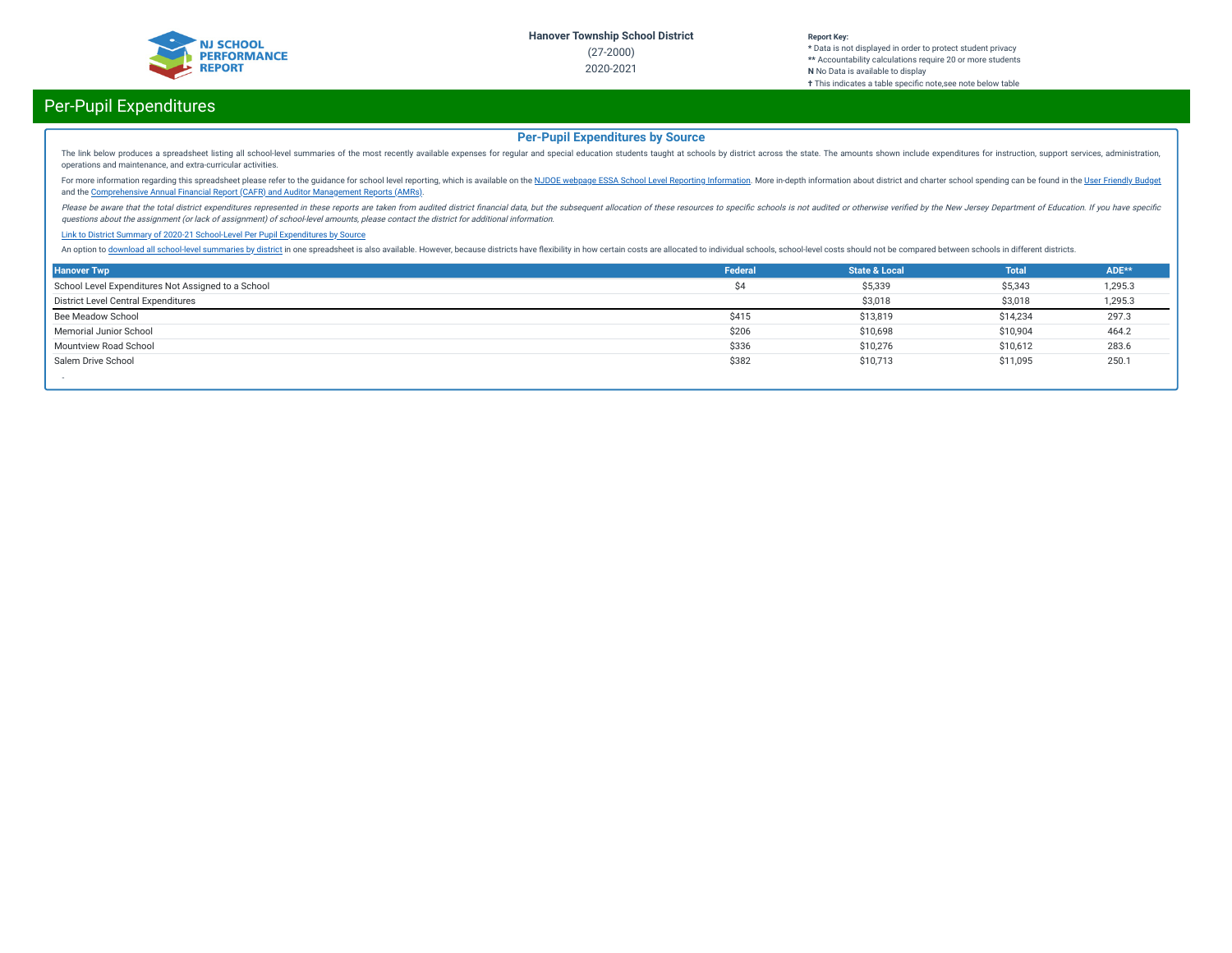Hanover Township School District
(27-2000)
2020-2021

**Report Key:**
* Data is not displayed in order to protect student privacy
** Accountability calculations require 20 or more students
**N** No Data is available to display
† This indicates a table specific note,see note below table

# Per-Pupil Expenditures

## Per-Pupil Expenditures by Source

The link below produces a spreadsheet listing all school-level summaries of the most recently available expenses for regular and special education students taught at schools by district across the state. The amounts shown include expenditures for instruction, support services, administration, operations and maintenance, and extra-curricular activities.

For more information regarding this spreadsheet please refer to the guidance for school level reporting, which is available on the NJDOE webpage ESSA School Level Reporting Information. More in-depth information about district and charter school spending can be found in the User Friendly Budget and the Comprehensive Annual Financial Report (CAFR) and Auditor Management Reports (AMRs).

*Please be aware that the total district expenditures represented in these reports are taken from audited district financial data, but the subsequent allocation of these resources to specific schools is not audited or otherwise verified by the New Jersey Department of Education. If you have specific questions about the assignment (or lack of assignment) of school-level amounts, please contact the district for additional information.*

Link to District Summary of 2020-21 School-Level Per Pupil Expenditures by Source

An option to download all school-level summaries by district in one spreadsheet is also available. However, because districts have flexibility in how certain costs are allocated to individual schools, school-level costs should not be compared between schools in different districts.

| Hanover Twp | Federal | State & Local | Total | ADE** |
|---|---|---|---|---|
| School Level Expenditures Not Assigned to a School | $4 | $5,339 | $5,343 | 1,295.3 |
| District Level Central Expenditures | | $3,018 | $3,018 | 1,295.3 |
| Bee Meadow School | $415 | $13,819 | $14,234 | 297.3 |
| Memorial Junior School | $206 | $10,698 | $10,904 | 464.2 |
| Mountview Road School | $336 | $10,276 | $10,612 | 283.6 |
| Salem Drive School | $382 | $10,713 | $11,095 | 250.1 |

-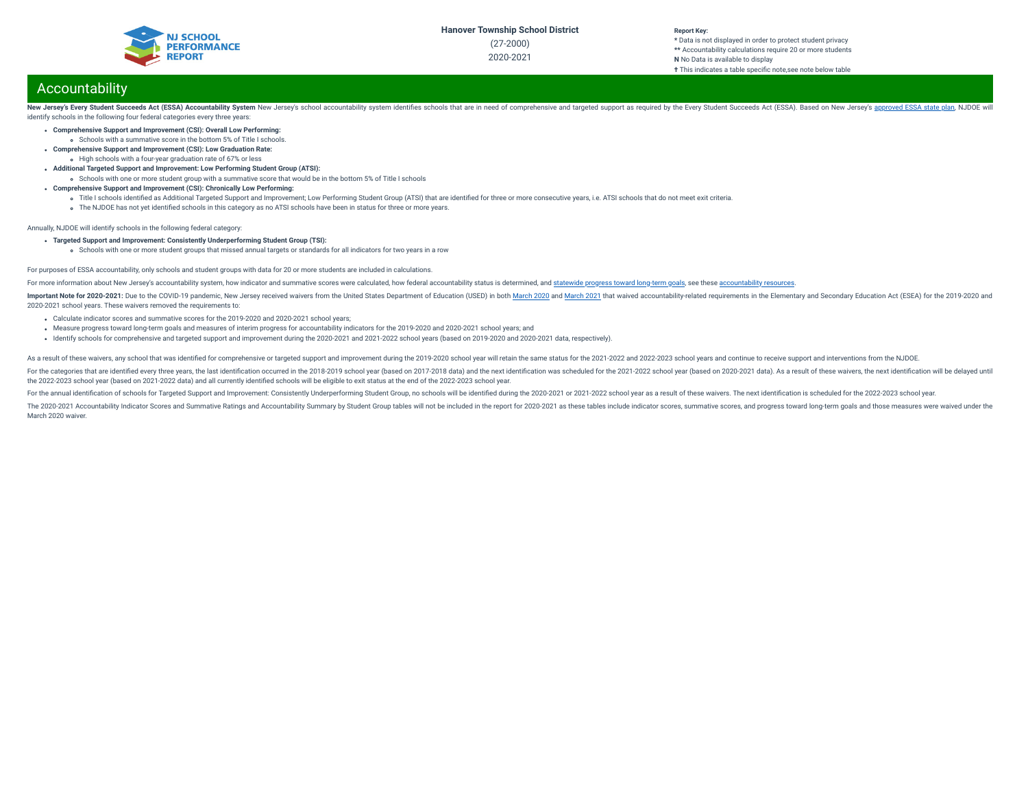## Accountability

**New Jersey's Every Student Succeeds Act (ESSA) Accountability System** New Jersey's school accountability system identifies schools that are in need of comprehensive and targeted support as required by the Every Student Succeeds Act (ESSA). Based on New Jersey's approved ESSA state plan, NJDOE will identify schools in the following four federal categories every three years:

- **Comprehensive Support and Improvement (CSI): Overall Low Performing:**
  - Schools with a summative score in the bottom 5% of Title I schools.
- **Comprehensive Support and Improvement (CSI): Low Graduation Rate:**
  - High schools with a four-year graduation rate of 67% or less
- **Additional Targeted Support and Improvement: Low Performing Student Group (ATSI):**
  - Schools with one or more student group with a summative score that would be in the bottom 5% of Title I schools
- **Comprehensive Support and Improvement (CSI): Chronically Low Performing:**
  - Title I schools identified as Additional Targeted Support and Improvement; Low Performing Student Group (ATSI) that are identified for three or more consecutive years, i.e. ATSI schools that do not meet exit criteria.
  - The NJDOE has not yet identified schools in this category as no ATSI schools have been in status for three or more years.

Annually, NJDOE will identify schools in the following federal category:

- **Targeted Support and Improvement: Consistently Underperforming Student Group (TSI):**
  - Schools with one or more student groups that missed annual targets or standards for all indicators for two years in a row

For purposes of ESSA accountability, only schools and student groups with data for 20 or more students are included in calculations.

For more information about New Jersey's accountability system, how indicator and summative scores were calculated, how federal accountability status is determined, and statewide progress toward long-term goals, see these accountability resources.

**Important Note for 2020-2021:** Due to the COVID-19 pandemic, New Jersey received waivers from the United States Department of Education (USED) in both March 2020 and March 2021 that waived accountability-related requirements in the Elementary and Secondary Education Act (ESEA) for the 2019-2020 and 2020-2021 school years. These waivers removed the requirements to:

- Calculate indicator scores and summative scores for the 2019-2020 and 2020-2021 school years;
- Measure progress toward long-term goals and measures of interim progress for accountability indicators for the 2019-2020 and 2020-2021 school years; and
- Identify schools for comprehensive and targeted support and improvement during the 2020-2021 and 2021-2022 school years (based on 2019-2020 and 2020-2021 data, respectively).

As a result of these waivers, any school that was identified for comprehensive or targeted support and improvement during the 2019-2020 school year will retain the same status for the 2021-2022 and 2022-2023 school years and continue to receive support and interventions from the NJDOE.

For the categories that are identified every three years, the last identification occurred in the 2018-2019 school year (based on 2017-2018 data) and the next identification was scheduled for the 2021-2022 school year (based on 2020-2021 data). As a result of these waivers, the next identification will be delayed until the 2022-2023 school year (based on 2021-2022 data) and all currently identified schools will be eligible to exit status at the end of the 2022-2023 school year.

For the annual identification of schools for Targeted Support and Improvement: Consistently Underperforming Student Group, no schools will be identified during the 2020-2021 or 2021-2022 school year as a result of these waivers. The next identification is scheduled for the 2022-2023 school year.

The 2020-2021 Accountability Indicator Scores and Summative Ratings and Accountability Summary by Student Group tables will not be included in the report for 2020-2021 as these tables include indicator scores, summative scores, and progress toward long-term goals and those measures were waived under the March 2020 waiver.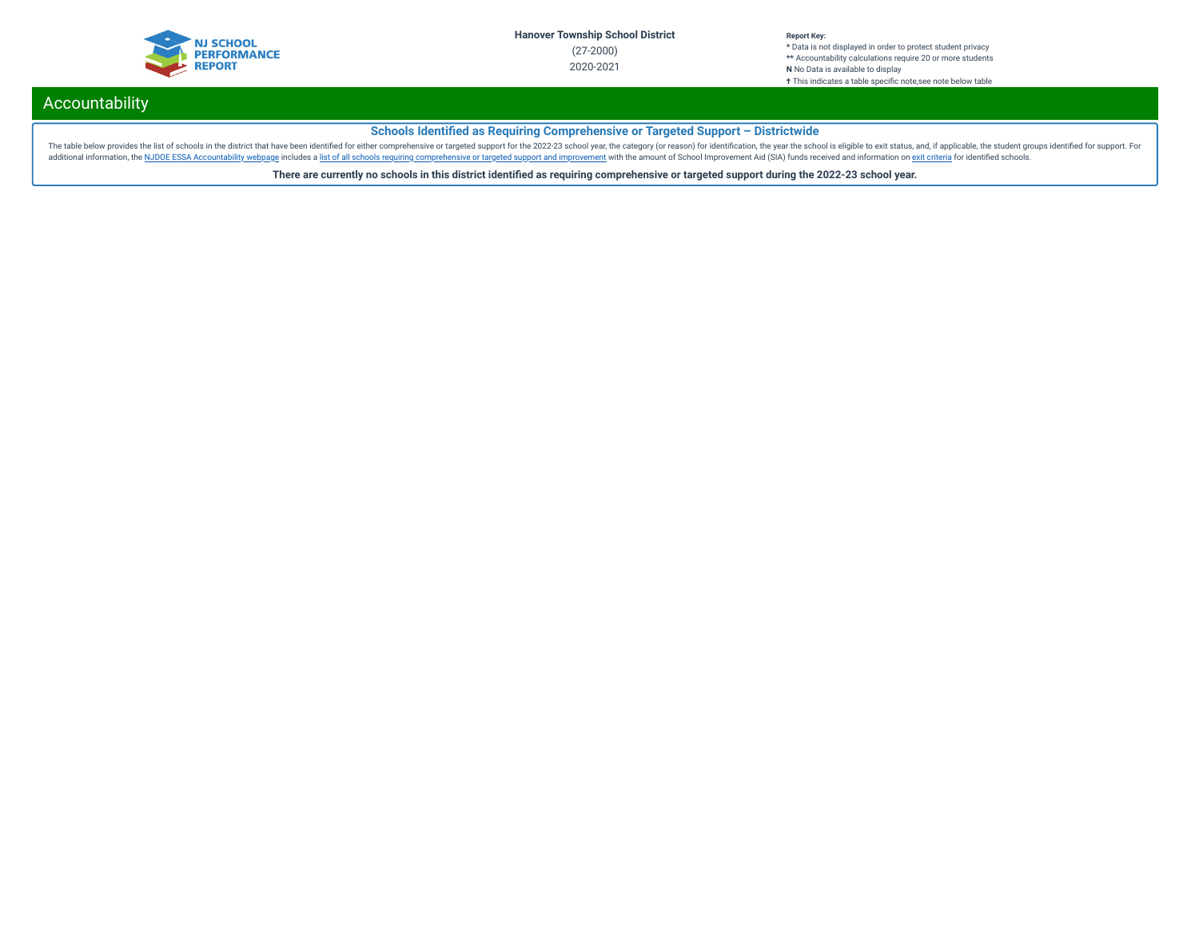# Accountability

## Schools Identified as Requiring Comprehensive or Targeted Support – Districtwide

The table below provides the list of schools in the district that have been identified for either comprehensive or targeted support for the 2022-23 school year, the category (or reason) for identification, the year the school is eligible to exit status, and, if applicable, the student groups identified for support. For additional information, the NJDOE ESSA Accountability webpage includes a list of all schools requiring comprehensive or targeted support and improvement with the amount of School Improvement Aid (SIA) funds received and information on exit criteria for identified schools.

**There are currently no schools in this district identified as requiring comprehensive or targeted support during the 2022-23 school year.**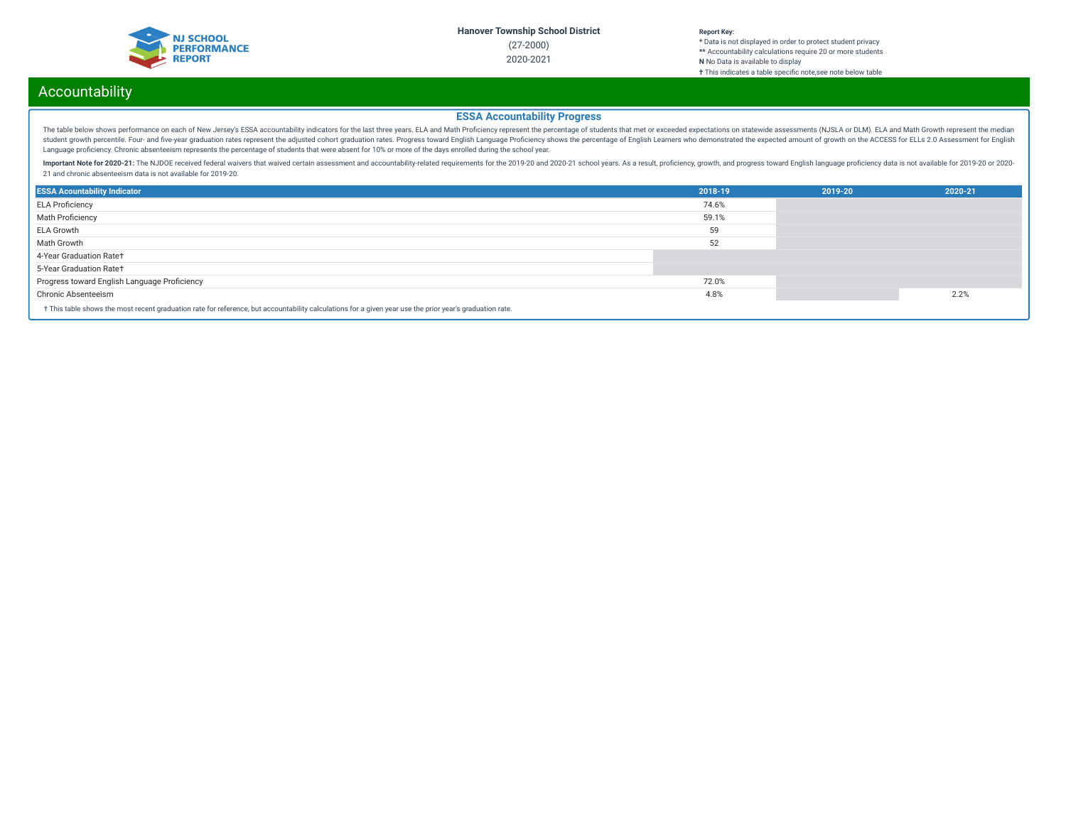Hanover Township School District

(27-2000)

2020-2021

**Report Key:**
**\*** Data is not displayed in order to protect student privacy
**\*\*** Accountability calculations require 20 or more students
**N** No Data is available to display
**†** This indicates a table specific note,see note below table

# Accountability

## ESSA Accountability Progress

The table below shows performance on each of New Jersey's ESSA accountability indicators for the last three years. ELA and Math Proficiency represent the percentage of students that met or exceeded expectations on statewide assessments (NJSLA or DLM). ELA and Math Growth represent the median student growth percentile. Four- and five-year graduation rates represent the adjusted cohort graduation rates. Progress toward English Language Proficiency shows the percentage of English Learners who demonstrated the expected amount of growth on the ACCESS for ELLs 2.0 Assessment for English Language proficiency. Chronic absenteeism represents the percentage of students that were absent for 10% or more of the days enrolled during the school year.

**Important Note for 2020-21:** The NJDOE received federal waivers that waived certain assessment and accountability-related requirements for the 2019-20 and 2020-21 school years. As a result, proficiency, growth, and progress toward English language proficiency data is not available for 2019-20 or 2020-21 and chronic absenteeism data is not available for 2019-20.

| ESSA Acountability Indicator | 2018-19 | 2019-20 | 2020-21 |
|---|---|---|---|
| ELA Proficiency | 74.6% | | |
| Math Proficiency | 59.1% | | |
| ELA Growth | 59 | | |
| Math Growth | 52 | | |
| 4-Year Graduation Rate† | | | |
| 5-Year Graduation Rate† | | | |
| Progress toward English Language Proficiency | 72.0% | | |
| Chronic Absenteeism | 4.8% | | 2.2% |

† This table shows the most recent graduation rate for reference, but accountability calculations for a given year use the prior year's graduation rate.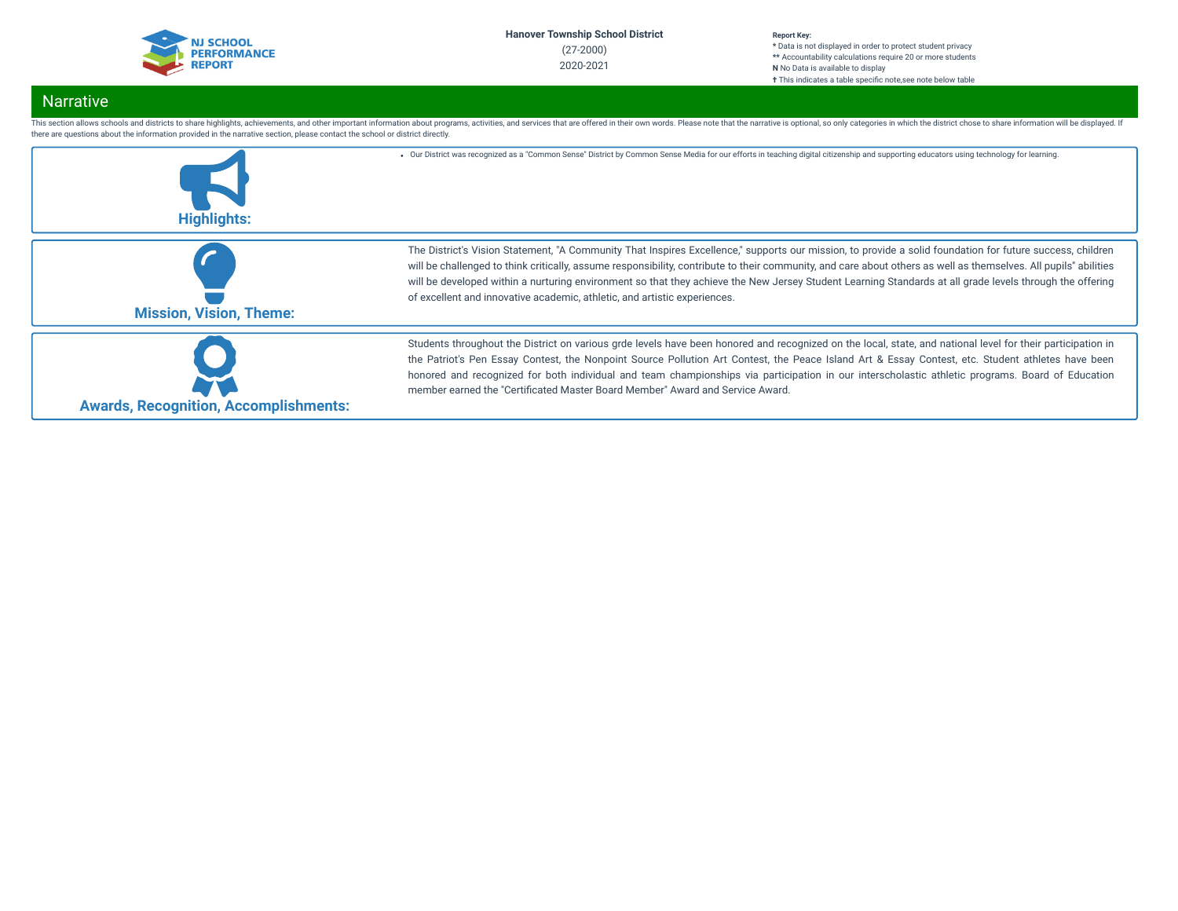Hanover Township School District
(27-2000)
2020-2021

**Report Key:**
* Data is not displayed in order to protect student privacy
** Accountability calculations require 20 or more students
**N** No Data is available to display
† This indicates a table specific note,see note below table

## Narrative

This section allows schools and districts to share highlights, achievements, and other important information about programs, activities, and services that are offered in their own words. Please note that the narrative is optional, so only categories in which the district chose to share information will be displayed. If there are questions about the information provided in the narrative section, please contact the school or district directly.

### Highlights:

- Our District was recognized as a "Common Sense" District by Common Sense Media for our efforts in teaching digital citizenship and supporting educators using technology for learning.

### Mission, Vision, Theme:

The District's Vision Statement, "A Community That Inspires Excellence," supports our mission, to provide a solid foundation for future success, children will be challenged to think critically, assume responsibility, contribute to their community, and care about others as well as themselves. All pupils" abilities will be developed within a nurturing environment so that they achieve the New Jersey Student Learning Standards at all grade levels through the offering of excellent and innovative academic, athletic, and artistic experiences.

### Awards, Recognition, Accomplishments:

Students throughout the District on various grde levels have been honored and recognized on the local, state, and national level for their participation in the Patriot's Pen Essay Contest, the Nonpoint Source Pollution Art Contest, the Peace Island Art & Essay Contest, etc. Student athletes have been honored and recognized for both individual and team championships via participation in our interscholastic athletic programs. Board of Education member earned the "Certificated Master Board Member" Award and Service Award.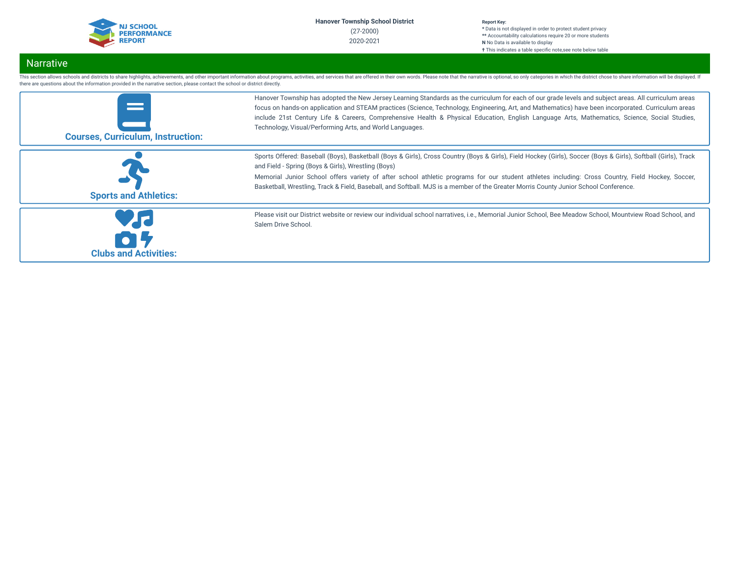Hanover Township School District
(27-2000)
2020-2021

**Report Key:**
* Data is not displayed in order to protect student privacy
** Accountability calculations require 20 or more students
**N** No Data is available to display
† This indicates a table specific note,see note below table

## Narrative

This section allows schools and districts to share highlights, achievements, and other important information about programs, activities, and services that are offered in their own words. Please note that the narrative is optional, so only categories in which the district chose to share information will be displayed. If there are questions about the information provided in the narrative section, please contact the school or district directly.

### Courses, Curriculum, Instruction:

Hanover Township has adopted the New Jersey Learning Standards as the curriculum for each of our grade levels and subject areas. All curriculum areas focus on hands-on application and STEAM practices (Science, Technology, Engineering, Art, and Mathematics) have been incorporated. Curriculum areas include 21st Century Life & Careers, Comprehensive Health & Physical Education, English Language Arts, Mathematics, Science, Social Studies, Technology, Visual/Performing Arts, and World Languages.

### Sports and Athletics:

Sports Offered: Baseball (Boys), Basketball (Boys & Girls), Cross Country (Boys & Girls), Field Hockey (Girls), Soccer (Boys & Girls), Softball (Girls), Track and Field - Spring (Boys & Girls), Wrestling (Boys)

Memorial Junior School offers variety of after school athletic programs for our student athletes including: Cross Country, Field Hockey, Soccer, Basketball, Wrestling, Track & Field, Baseball, and Softball. MJS is a member of the Greater Morris County Junior School Conference.

### Clubs and Activities:

Please visit our District website or review our individual school narratives, i.e., Memorial Junior School, Bee Meadow School, Mountview Road School, and Salem Drive School.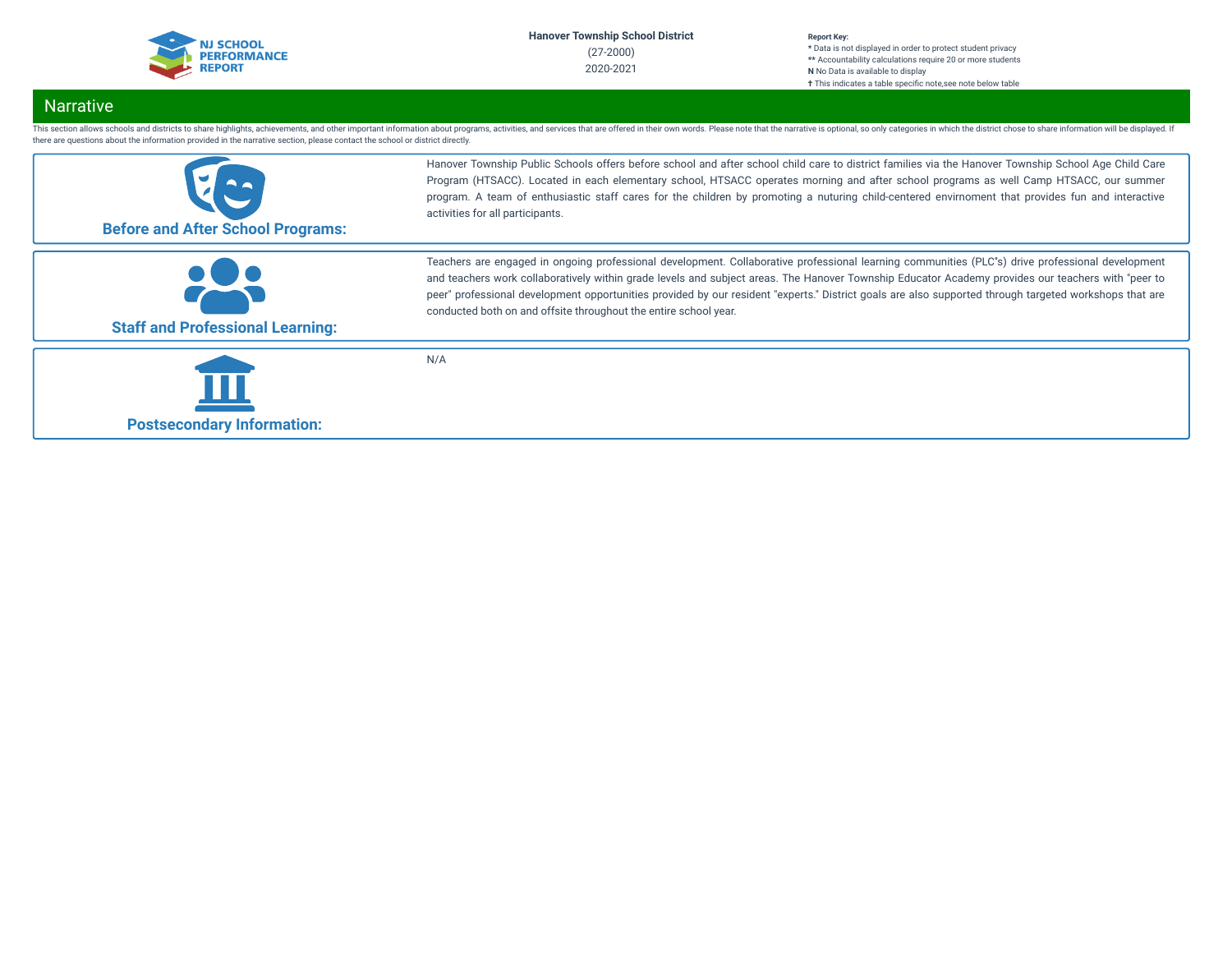Hanover Township School District
(27-2000)
2020-2021

**Report Key:**
* Data is not displayed in order to protect student privacy
** Accountability calculations require 20 or more students
**N** No Data is available to display
† This indicates a table specific note,see note below table

## Narrative

This section allows schools and districts to share highlights, achievements, and other important information about programs, activities, and services that are offered in their own words. Please note that the narrative is optional, so only categories in which the district chose to share information will be displayed. If there are questions about the information provided in the narrative section, please contact the school or district directly.

### Before and After School Programs:

Hanover Township Public Schools offers before school and after school child care to district families via the Hanover Township School Age Child Care Program (HTSACC). Located in each elementary school, HTSACC operates morning and after school programs as well Camp HTSACC, our summer program. A team of enthusiastic staff cares for the children by promoting a nuturing child-centered envirnoment that provides fun and interactive activities for all participants.

### Staff and Professional Learning:

Teachers are engaged in ongoing professional development. Collaborative professional learning communities (PLC"s) drive professional development and teachers work collaboratively within grade levels and subject areas. The Hanover Township Educator Academy provides our teachers with "peer to peer" professional development opportunities provided by our resident "experts." District goals are also supported through targeted workshops that are conducted both on and offsite throughout the entire school year.

### Postsecondary Information:

N/A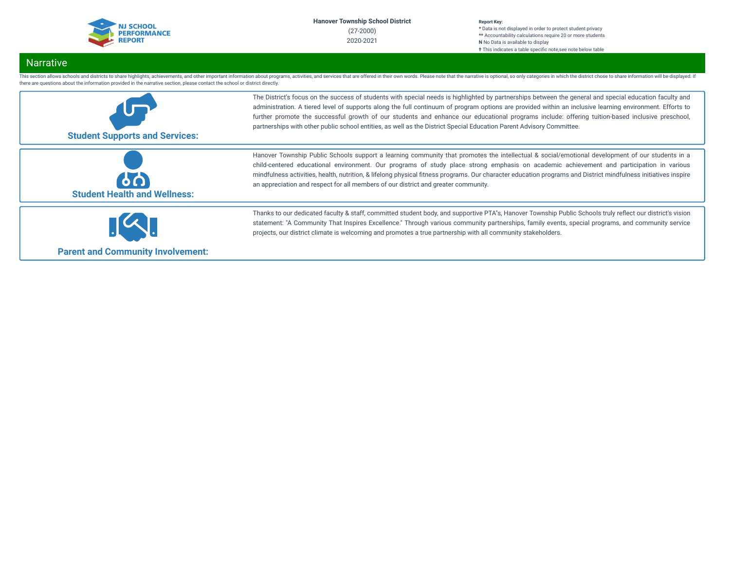Hanover Township School District
(27-2000)
2020-2021

**Report Key:**
* Data is not displayed in order to protect student privacy
** Accountability calculations require 20 or more students
**N** No Data is available to display
† This indicates a table specific note,see note below table

## Narrative

This section allows schools and districts to share highlights, achievements, and other important information about programs, activities, and services that are offered in their own words. Please note that the narrative is optional, so only categories in which the district chose to share information will be displayed. If there are questions about the information provided in the narrative section, please contact the school or district directly.

### Student Supports and Services:

The District's focus on the success of students with special needs is highlighted by partnerships between the general and special education faculty and administration. A tiered level of supports along the full continuum of program options are provided within an inclusive learning environment. Efforts to further promote the successful growth of our students and enhance our educational programs include: offering tuition-based inclusive preschool, partnerships with other public school entities, as well as the District Special Education Parent Advisory Committee.

### Student Health and Wellness:

Hanover Township Public Schools support a learning community that promotes the intellectual & social/emotional development of our students in a child-centered educational environment. Our programs of study place strong emphasis on academic achievement and participation in various mindfulness activities, health, nutrition, & lifelong physical fitness programs. Our character education programs and District mindfulness initiatives inspire an appreciation and respect for all members of our district and greater community.

### Parent and Community Involvement:

Thanks to our dedicated faculty & staff, committed student body, and supportive PTA"s, Hanover Township Public Schools truly reflect our district's vision statement: "A Community That Inspires Excellence." Through various community partnerships, family events, special programs, and community service projects, our district climate is welcoming and promotes a true partnership with all community stakeholders.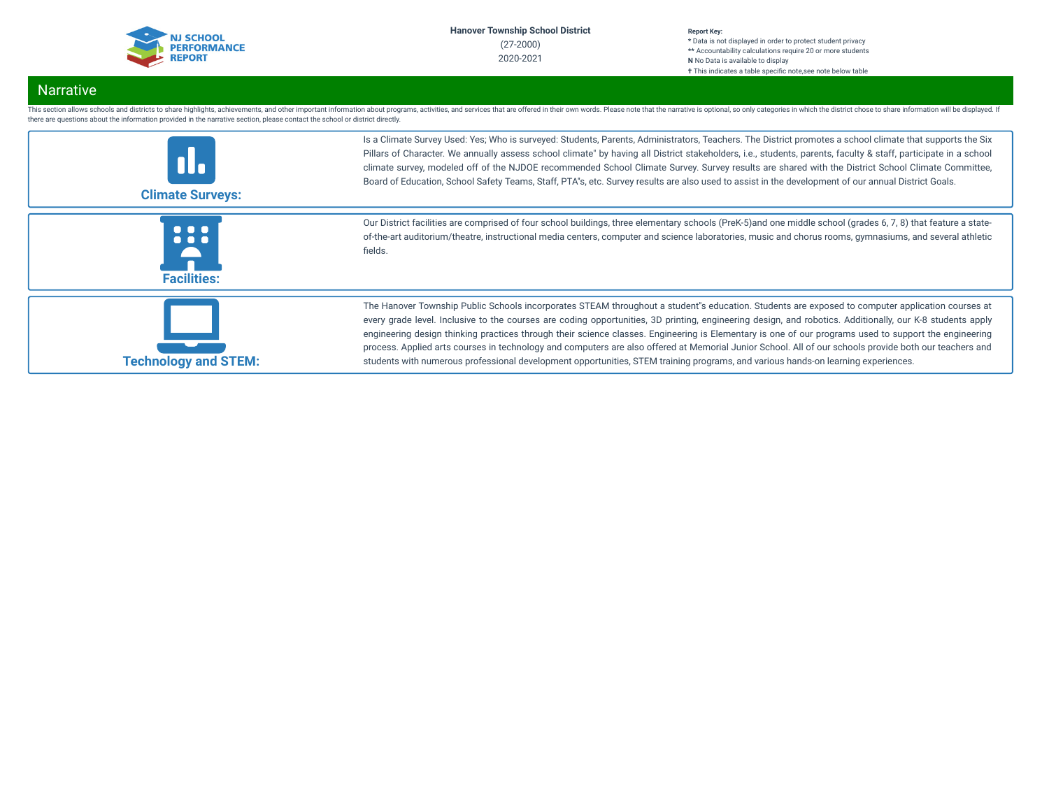Hanover Township School District
(27-2000)
2020-2021

**Report Key:**
* Data is not displayed in order to protect student privacy
** Accountability calculations require 20 or more students
**N** No Data is available to display
† This indicates a table specific note,see note below table

## Narrative

This section allows schools and districts to share highlights, achievements, and other important information about programs, activities, and services that are offered in their own words. Please note that the narrative is optional, so only categories in which the district chose to share information will be displayed. If there are questions about the information provided in the narrative section, please contact the school or district directly.

### Climate Surveys:

Is a Climate Survey Used: Yes; Who is surveyed: Students, Parents, Administrators, Teachers. The District promotes a school climate that supports the Six Pillars of Character. We annually assess school climate" by having all District stakeholders, i.e., students, parents, faculty & staff, participate in a school climate survey, modeled off of the NJDOE recommended School Climate Survey. Survey results are shared with the District School Climate Committee, Board of Education, School Safety Teams, Staff, PTA"s, etc. Survey results are also used to assist in the development of our annual District Goals.

### Facilities:

Our District facilities are comprised of four school buildings, three elementary schools (PreK-5)and one middle school (grades 6, 7, 8) that feature a state-of-the-art auditorium/theatre, instructional media centers, computer and science laboratories, music and chorus rooms, gymnasiums, and several athletic fields.

### Technology and STEM:

The Hanover Township Public Schools incorporates STEAM throughout a student"s education. Students are exposed to computer application courses at every grade level. Inclusive to the courses are coding opportunities, 3D printing, engineering design, and robotics. Additionally, our K-8 students apply engineering design thinking practices through their science classes. Engineering is Elementary is one of our programs used to support the engineering process. Applied arts courses in technology and computers are also offered at Memorial Junior School. All of our schools provide both our teachers and students with numerous professional development opportunities, STEM training programs, and various hands-on learning experiences.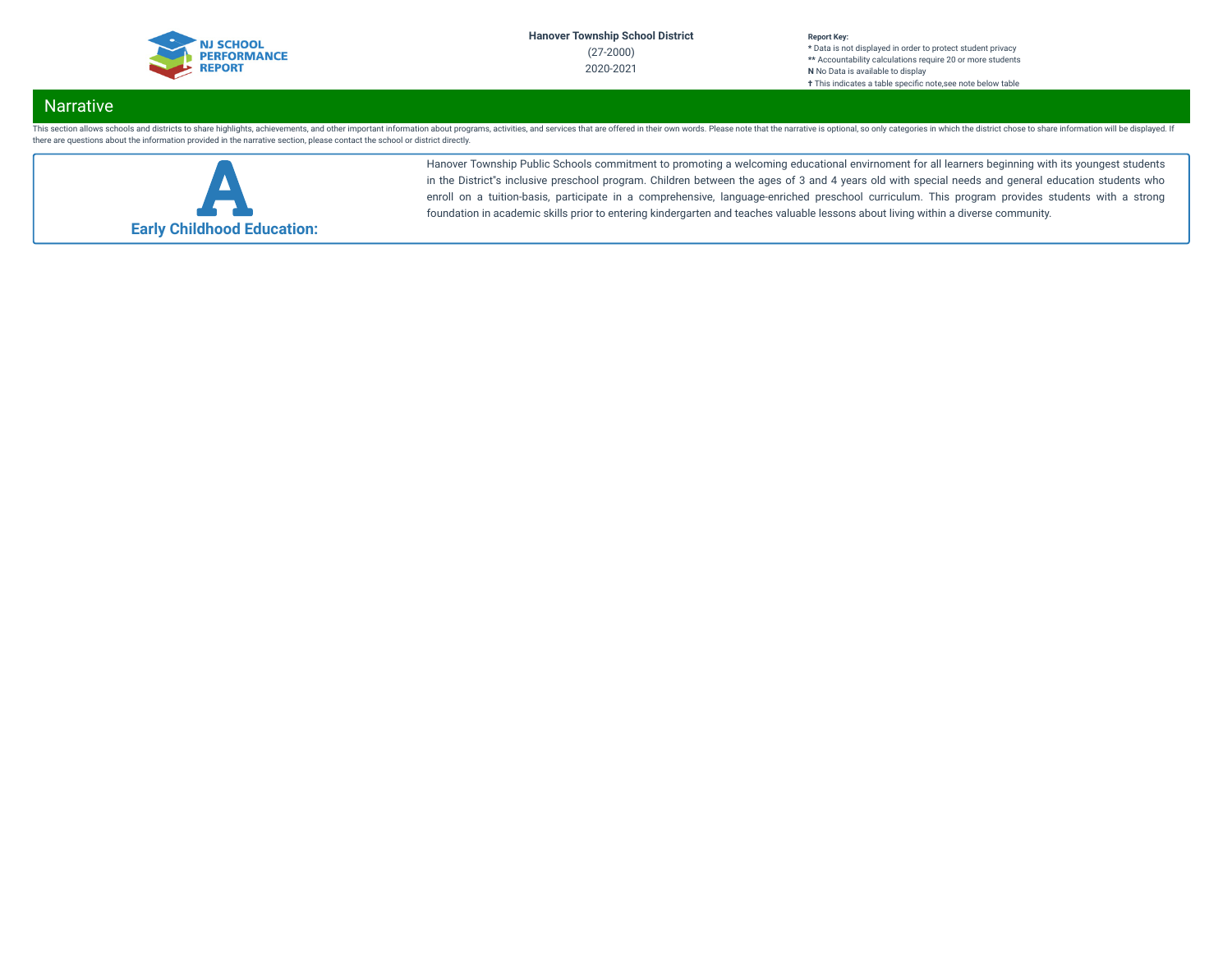## Narrative

This section allows schools and districts to share highlights, achievements, and other important information about programs, activities, and services that are offered in their own words. Please note that the narrative is optional, so only categories in which the district chose to share information will be displayed. If there are questions about the information provided in the narrative section, please contact the school or district directly.

### Early Childhood Education:

Hanover Township Public Schools commitment to promoting a welcoming educational envirnoment for all learners beginning with its youngest students in the District"s inclusive preschool program. Children between the ages of 3 and 4 years old with special needs and general education students who enroll on a tuition-basis, participate in a comprehensive, language-enriched preschool curriculum. This program provides students with a strong foundation in academic skills prior to entering kindergarten and teaches valuable lessons about living within a diverse community.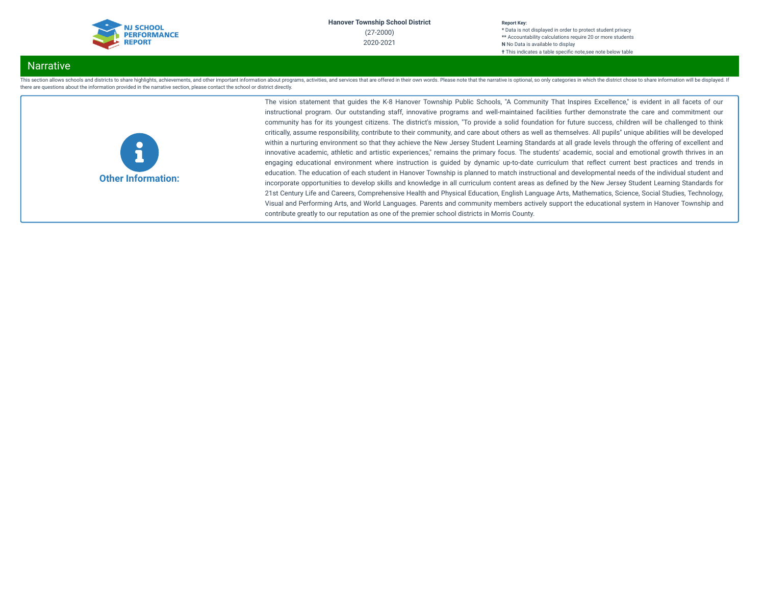## Narrative

This section allows schools and districts to share highlights, achievements, and other important information about programs, activities, and services that are offered in their own words. Please note that the narrative is optional, so only categories in which the district chose to share information will be displayed. If there are questions about the information provided in the narrative section, please contact the school or district directly.

**Other Information:**

The vision statement that guides the K-8 Hanover Township Public Schools, "A Community That Inspires Excellence," is evident in all facets of our instructional program. Our outstanding staff, innovative programs and well-maintained facilities further demonstrate the care and commitment our community has for its youngest citizens. The district's mission, "To provide a solid foundation for future success, children will be challenged to think critically, assume responsibility, contribute to their community, and care about others as well as themselves. All pupils" unique abilities will be developed within a nurturing environment so that they achieve the New Jersey Student Learning Standards at all grade levels through the offering of excellent and innovative academic, athletic and artistic experiences," remains the primary focus. The students' academic, social and emotional growth thrives in an engaging educational environment where instruction is guided by dynamic up-to-date curriculum that reflect current best practices and trends in education. The education of each student in Hanover Township is planned to match instructional and developmental needs of the individual student and incorporate opportunities to develop skills and knowledge in all curriculum content areas as defined by the New Jersey Student Learning Standards for 21st Century Life and Careers, Comprehensive Health and Physical Education, English Language Arts, Mathematics, Science, Social Studies, Technology, Visual and Performing Arts, and World Languages. Parents and community members actively support the educational system in Hanover Township and contribute greatly to our reputation as one of the premier school districts in Morris County.